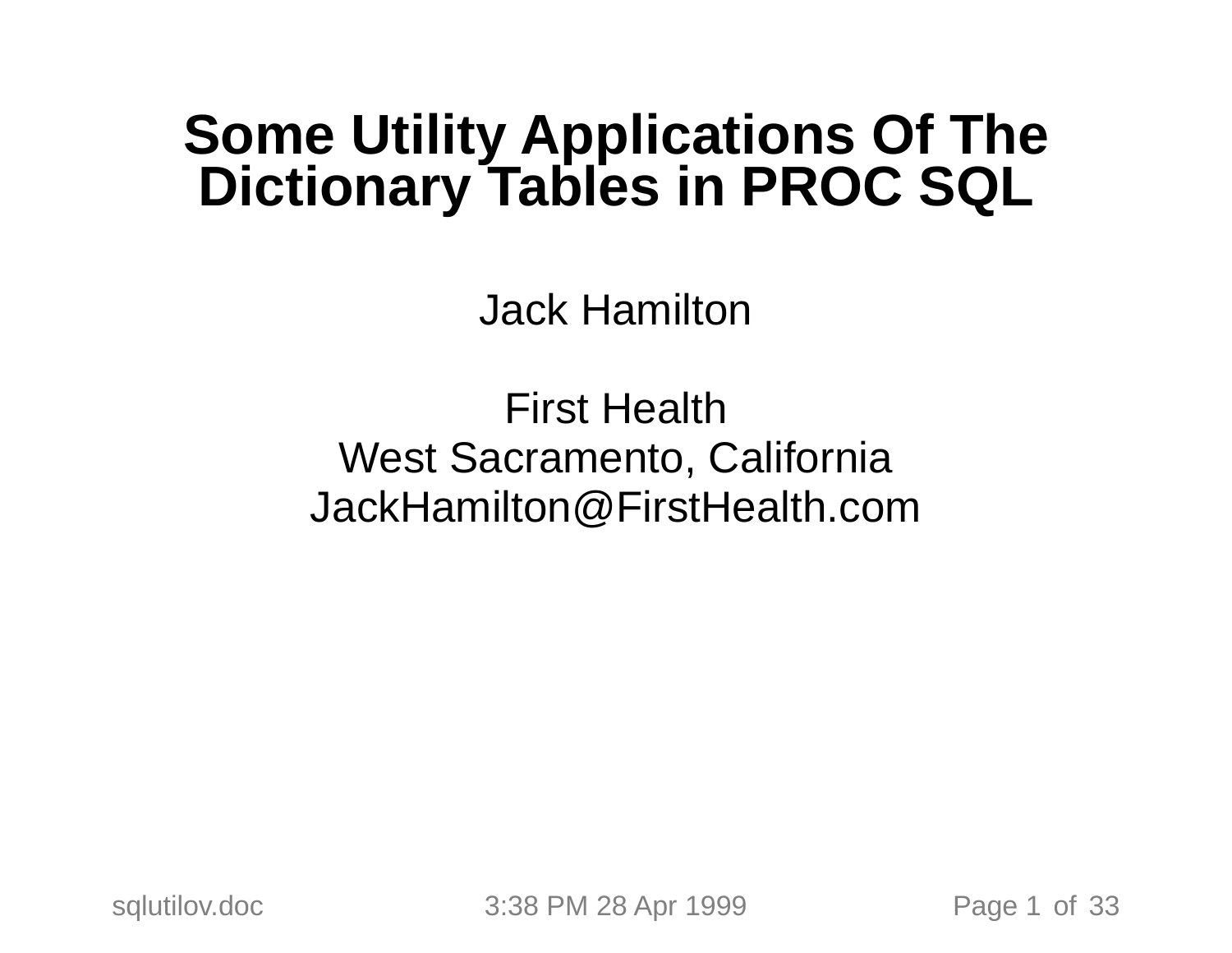# Some Utility Applications Of The Dictionary Tables in PROC SQL

Jack Hamilton

First Health
West Sacramento, California
JackHamilton@FirstHealth.com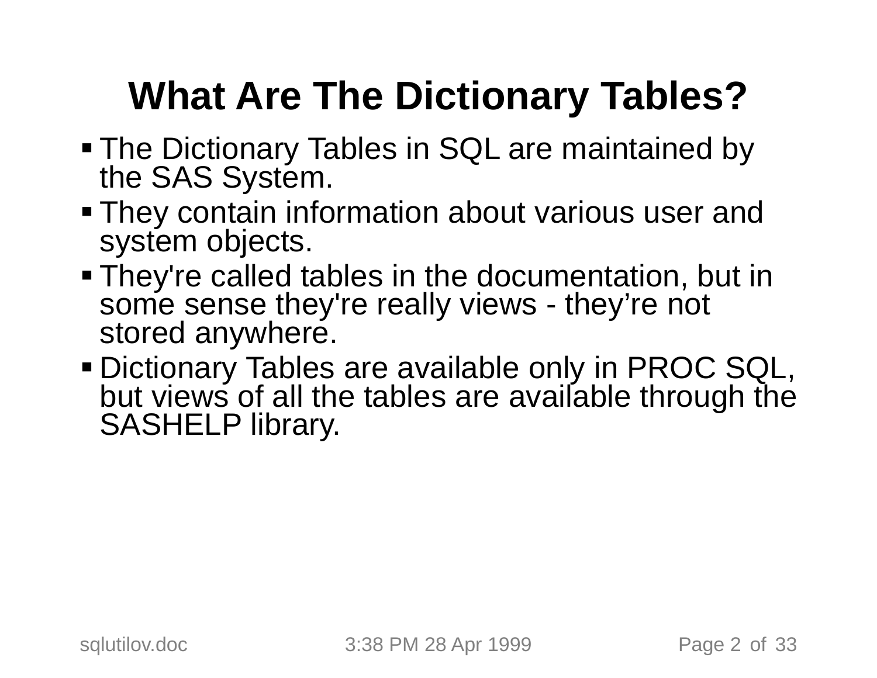# What Are The Dictionary Tables?

- The Dictionary Tables in SQL are maintained by the SAS System.
- They contain information about various user and system objects.
- They're called tables in the documentation, but in some sense they're really views - they’re not stored anywhere.
- Dictionary Tables are available only in PROC SQL, but views of all the tables are available through the SASHELP library.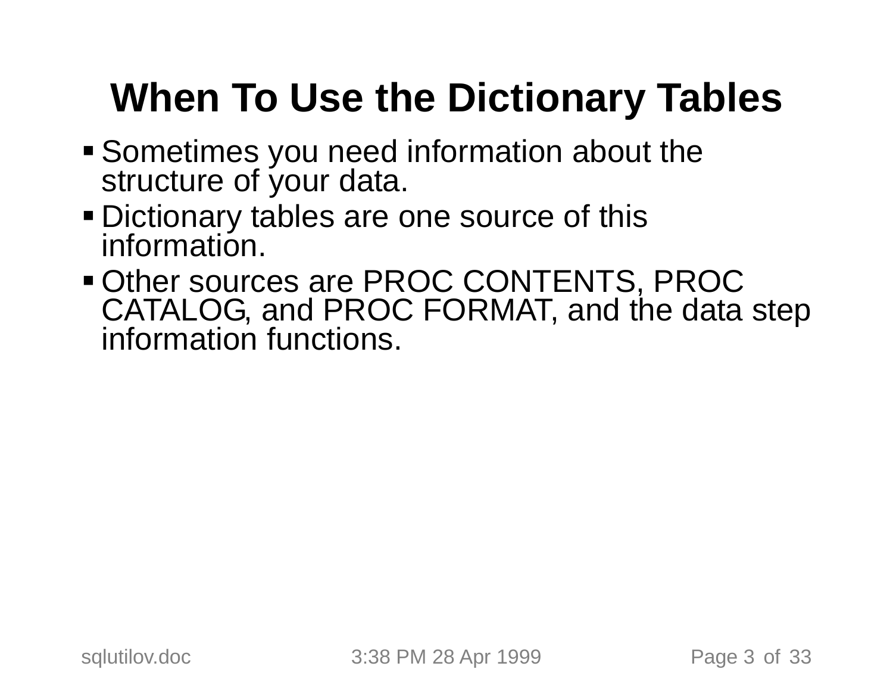# When To Use the Dictionary Tables

- Sometimes you need information about the structure of your data.
- Dictionary tables are one source of this information.
- Other sources are PROC CONTENTS, PROC CATALOG, and PROC FORMAT, and the data step information functions.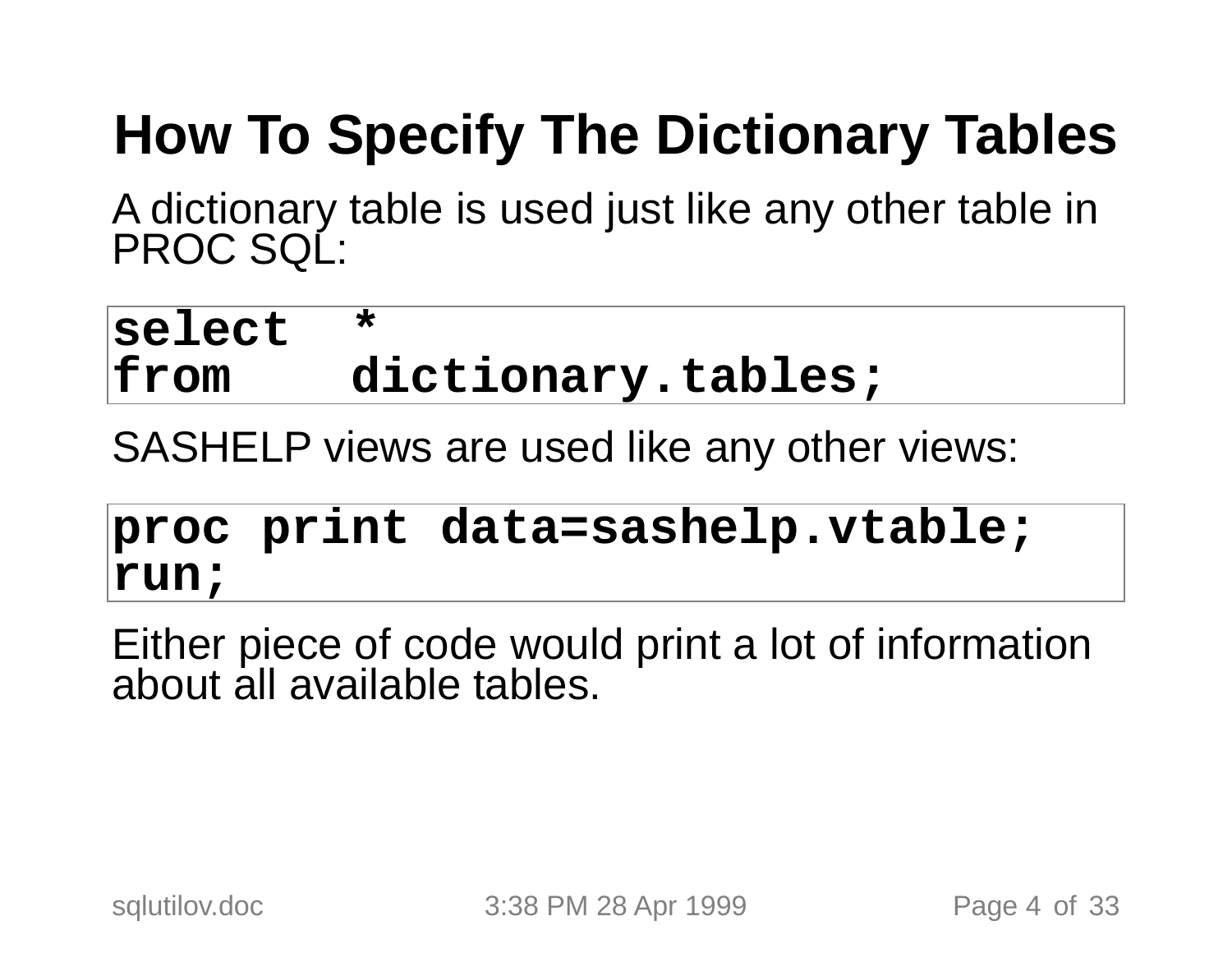# How To Specify The Dictionary Tables

A dictionary table is used just like any other table in PROC SQL:

```
select  *
from    dictionary.tables;
```

SASHELP views are used like any other views:

```
proc print data=sashelp.vtable;
run;
```

Either piece of code would print a lot of information about all available tables.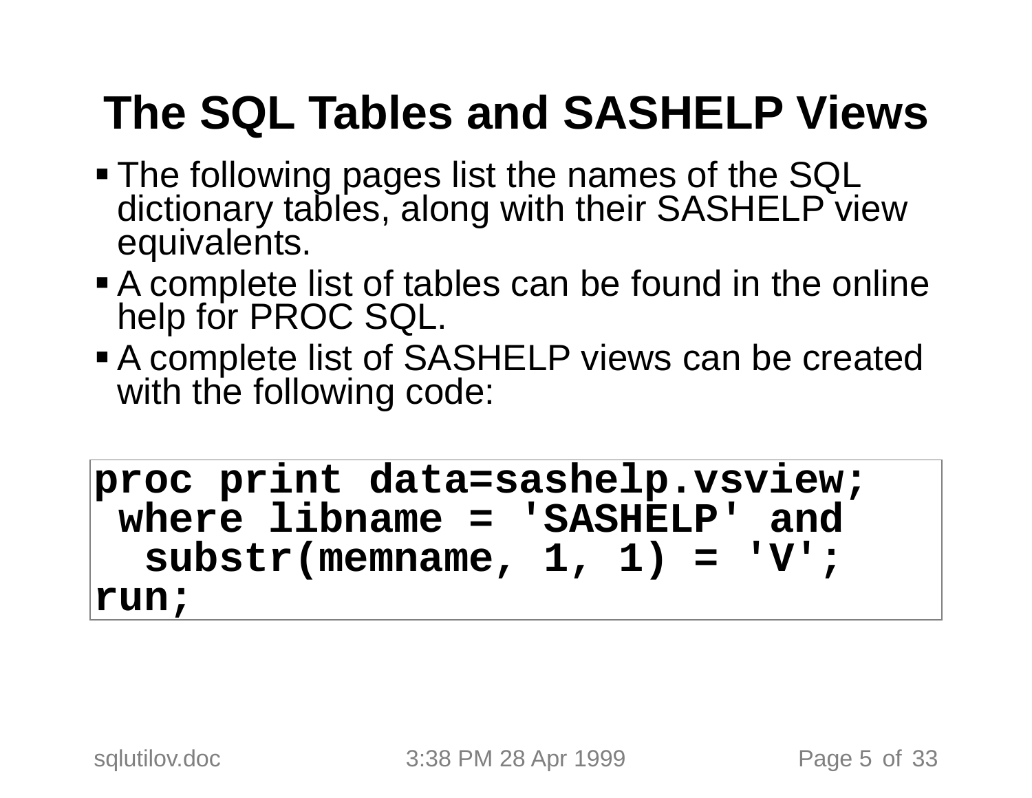# The SQL Tables and SASHELP Views

- The following pages list the names of the SQL dictionary tables, along with their SASHELP view equivalents.
- A complete list of tables can be found in the online help for PROC SQL.
- A complete list of SASHELP views can be created with the following code:

```
proc print data=sashelp.vsview;
 where libname = 'SASHELP' and
  substr(memname, 1, 1) = 'V';
run;
```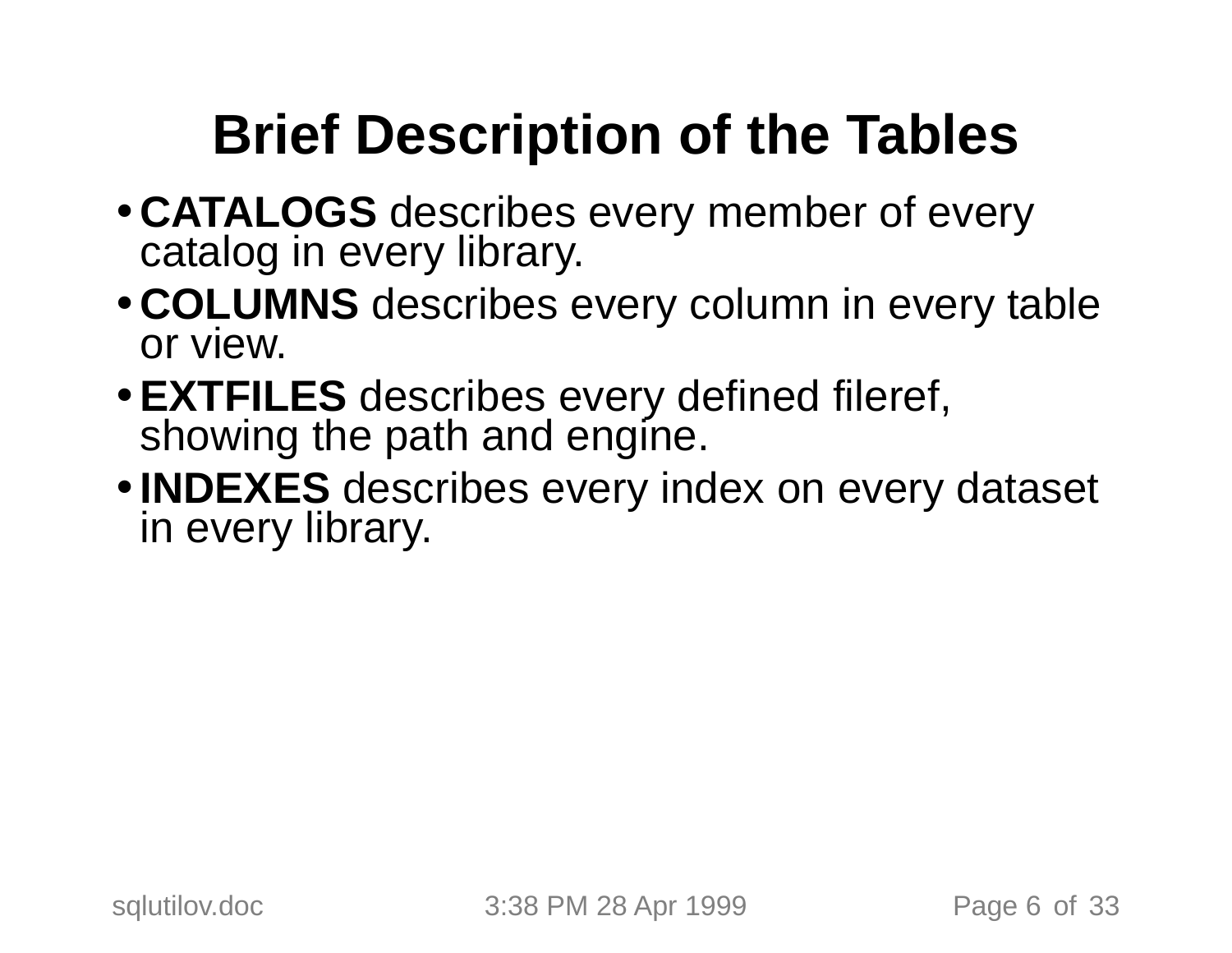# Brief Description of the Tables

- **CATALOGS** describes every member of every catalog in every library.
- **COLUMNS** describes every column in every table or view.
- **EXTFILES** describes every defined fileref, showing the path and engine.
- **INDEXES** describes every index on every dataset in every library.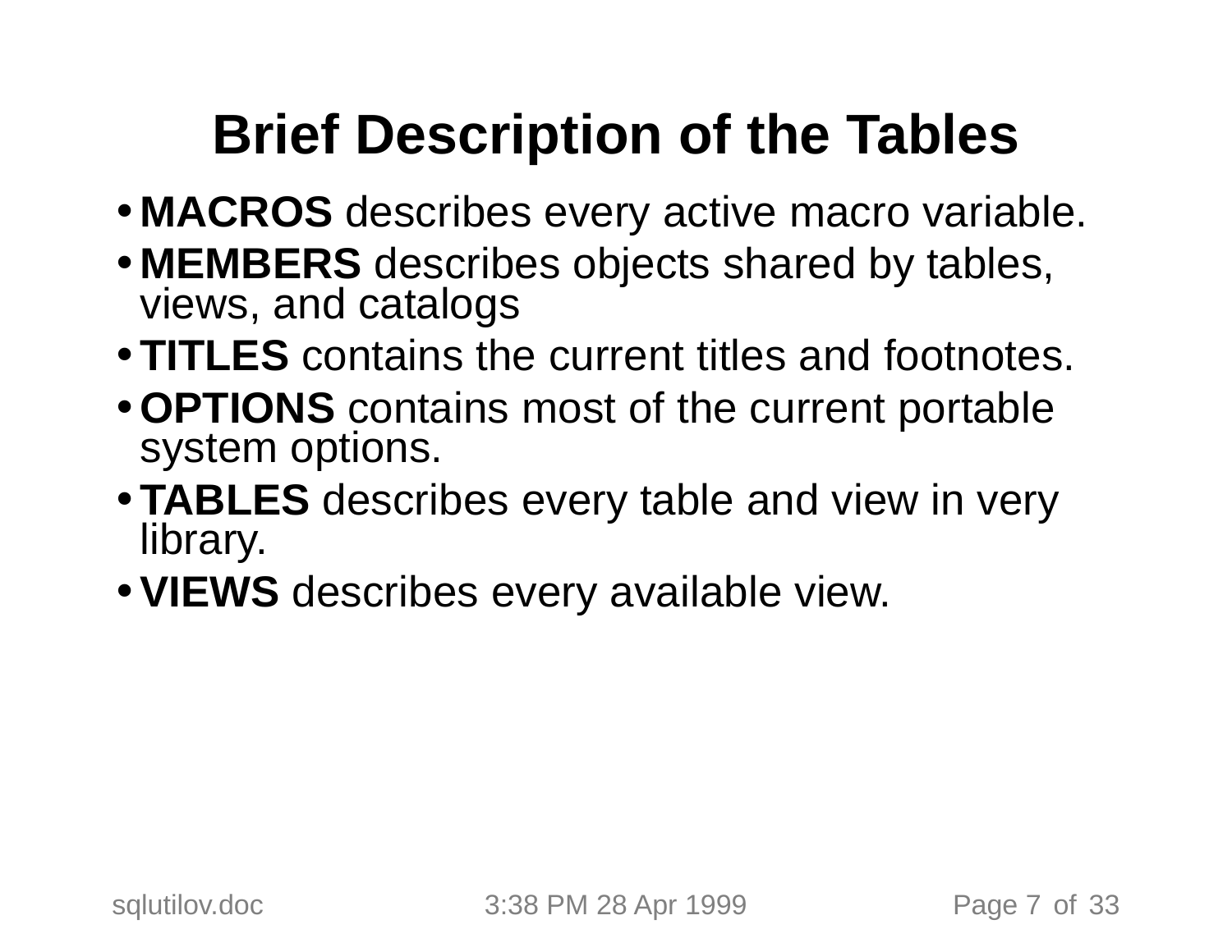# Brief Description of the Tables

- **MACROS** describes every active macro variable.
- **MEMBERS** describes objects shared by tables, views, and catalogs
- **TITLES** contains the current titles and footnotes.
- **OPTIONS** contains most of the current portable system options.
- **TABLES** describes every table and view in very library.
- **VIEWS** describes every available view.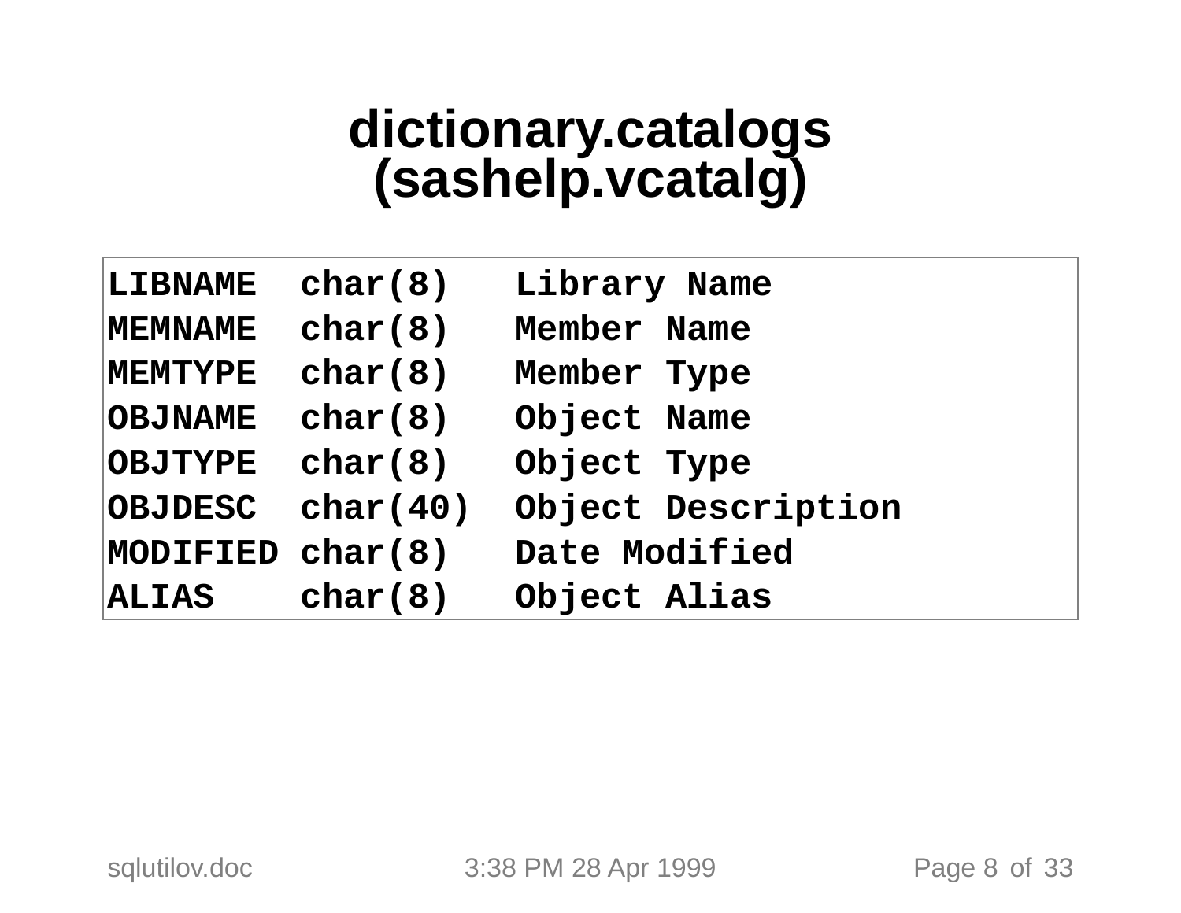# dictionary.catalogs (sashelp.vcatalg)

```
LIBNAME  char(8)   Library Name
MEMNAME  char(8)   Member Name
MEMTYPE  char(8)   Member Type
OBJNAME  char(8)   Object Name
OBJTYPE  char(8)   Object Type
OBJDESC  char(40)  Object Description
MODIFIED char(8)   Date Modified
ALIAS    char(8)   Object Alias
```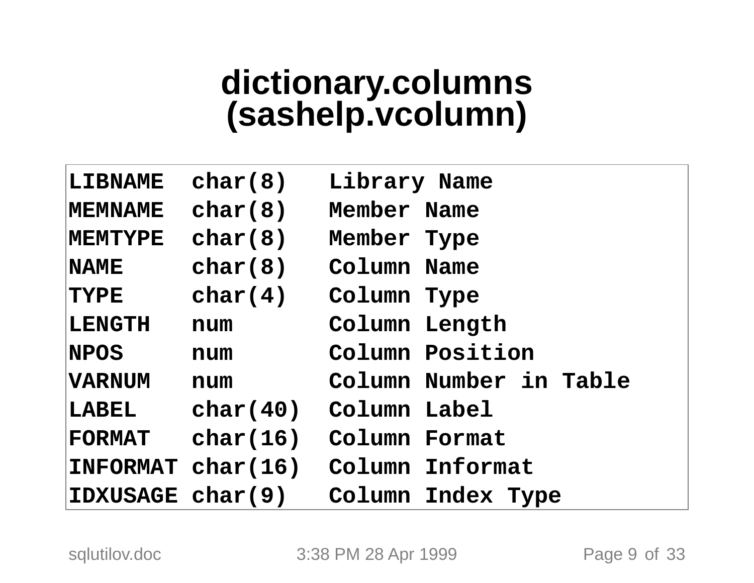# dictionary.columns (sashelp.vcolumn)

```
LIBNAME  char(8)   Library Name
MEMNAME  char(8)   Member Name
MEMTYPE  char(8)   Member Type
NAME     char(8)   Column Name
TYPE     char(4)   Column Type
LENGTH   num       Column Length
NPOS     num       Column Position
VARNUM   num       Column Number in Table
LABEL    char(40)  Column Label
FORMAT   char(16)  Column Format
INFORMAT char(16)  Column Informat
IDXUSAGE char(9)   Column Index Type
```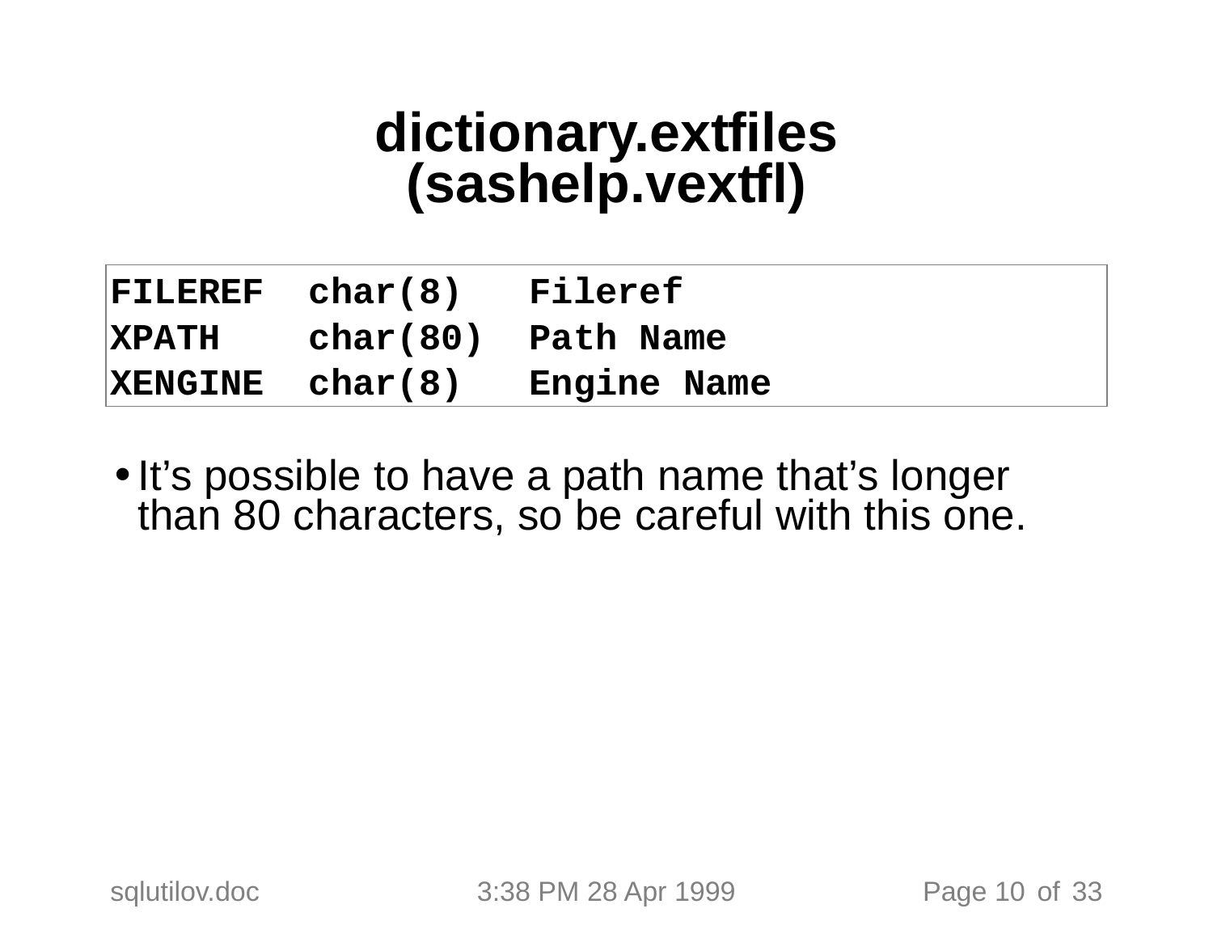# dictionary.extfiles (sashelp.vextfl)

```
FILEREF  char(8)   Fileref
XPATH    char(80)  Path Name
XENGINE  char(8)   Engine Name
```

- It's possible to have a path name that's longer than 80 characters, so be careful with this one.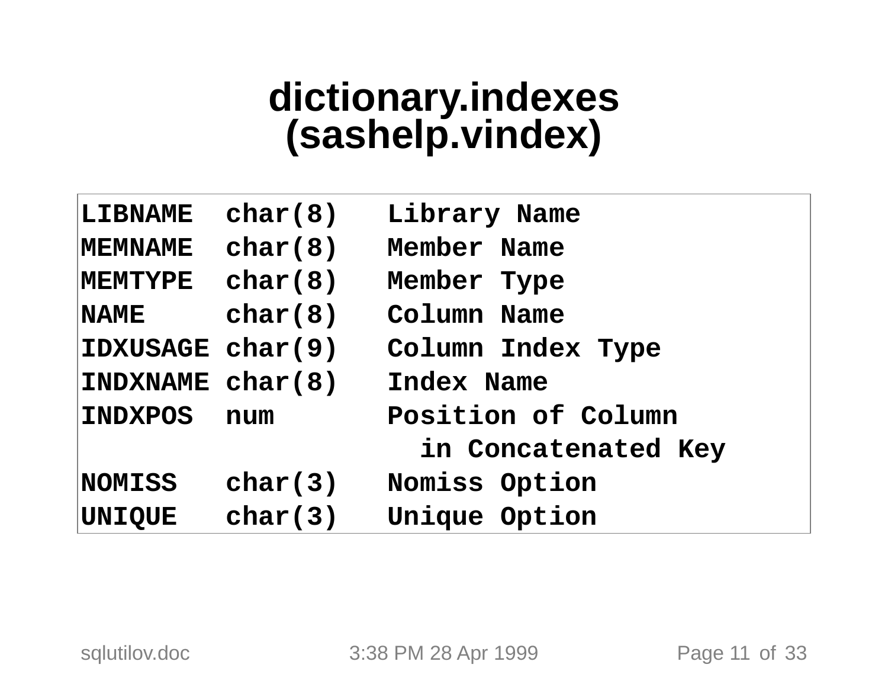# dictionary.indexes (sashelp.vindex)

```
LIBNAME  char(8)   Library Name
MEMNAME  char(8)   Member Name
MEMTYPE  char(8)   Member Type
NAME     char(8)   Column Name
IDXUSAGE char(9)   Column Index Type
INDXNAME char(8)   Index Name
INDXPOS  num       Position of Column
                     in Concatenated Key
NOMISS   char(3)   Nomiss Option
UNIQUE   char(3)   Unique Option
```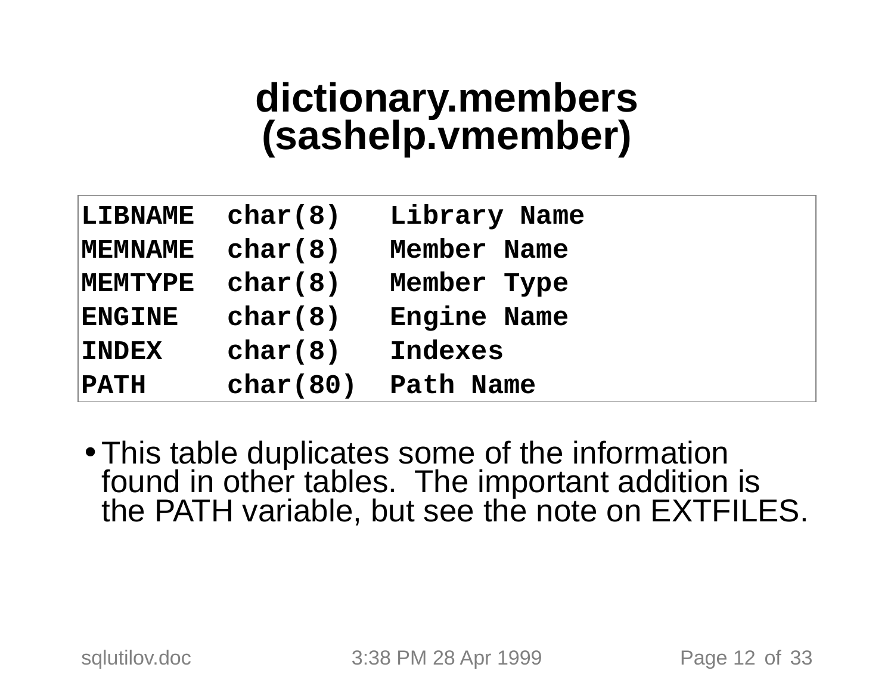# dictionary.members (sashelp.vmember)

```
LIBNAME  char(8)   Library Name
MEMNAME  char(8)   Member Name
MEMTYPE  char(8)   Member Type
ENGINE   char(8)   Engine Name
INDEX    char(8)   Indexes
PATH     char(80)  Path Name
```

- This table duplicates some of the information found in other tables. The important addition is the PATH variable, but see the note on EXTFILES.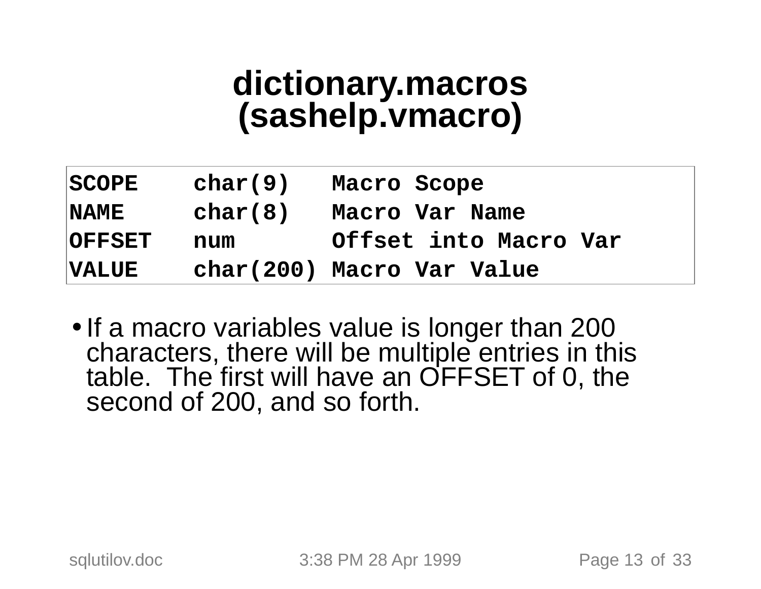# dictionary.macros (sashelp.vmacro)

```
SCOPE    char(9)   Macro Scope
NAME     char(8)   Macro Var Name
OFFSET   num       Offset into Macro Var
VALUE    char(200) Macro Var Value
```

- If a macro variables value is longer than 200 characters, there will be multiple entries in this table. The first will have an OFFSET of 0, the second of 200, and so forth.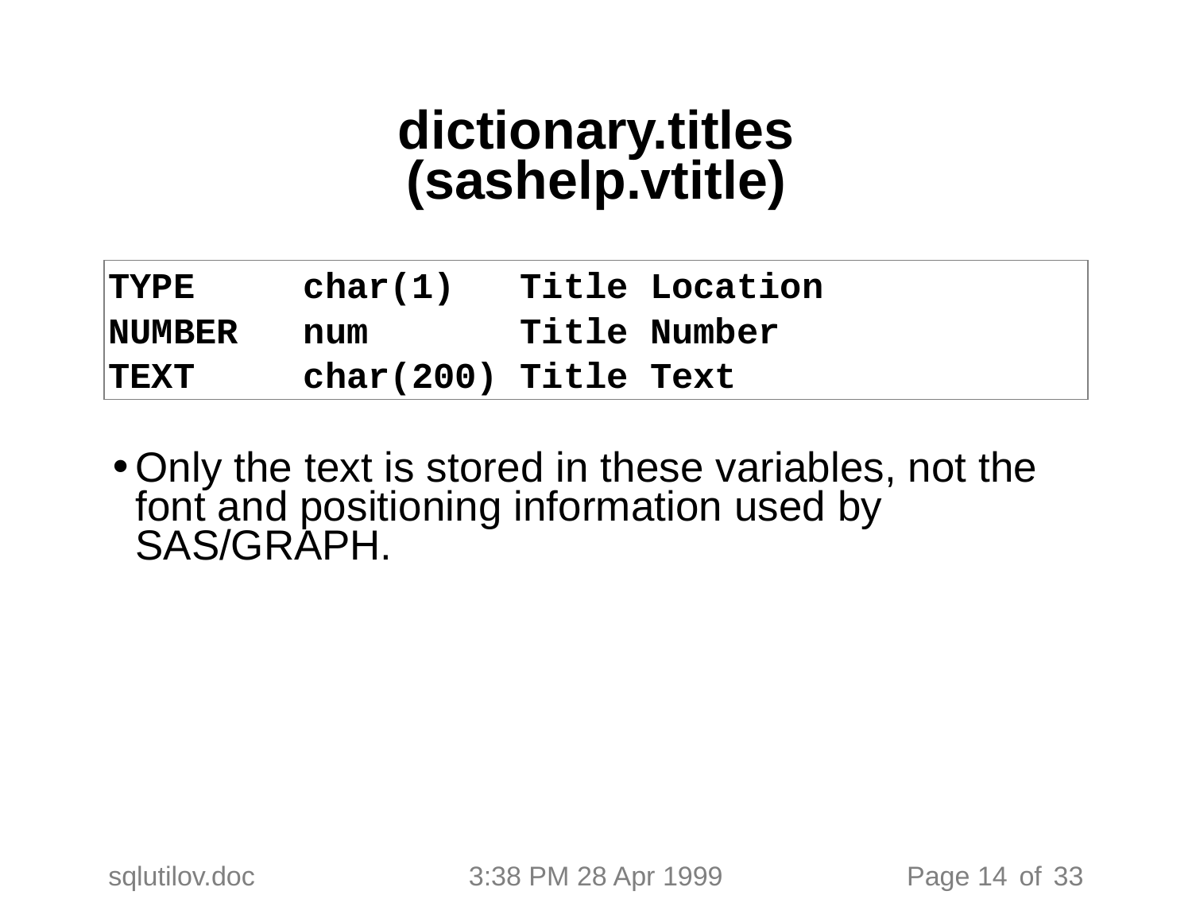# dictionary.titles (sashelp.vtitle)

```
TYPE      char(1)   Title Location
NUMBER    num       Title Number
TEXT      char(200) Title Text
```

- Only the text is stored in these variables, not the font and positioning information used by SAS/GRAPH.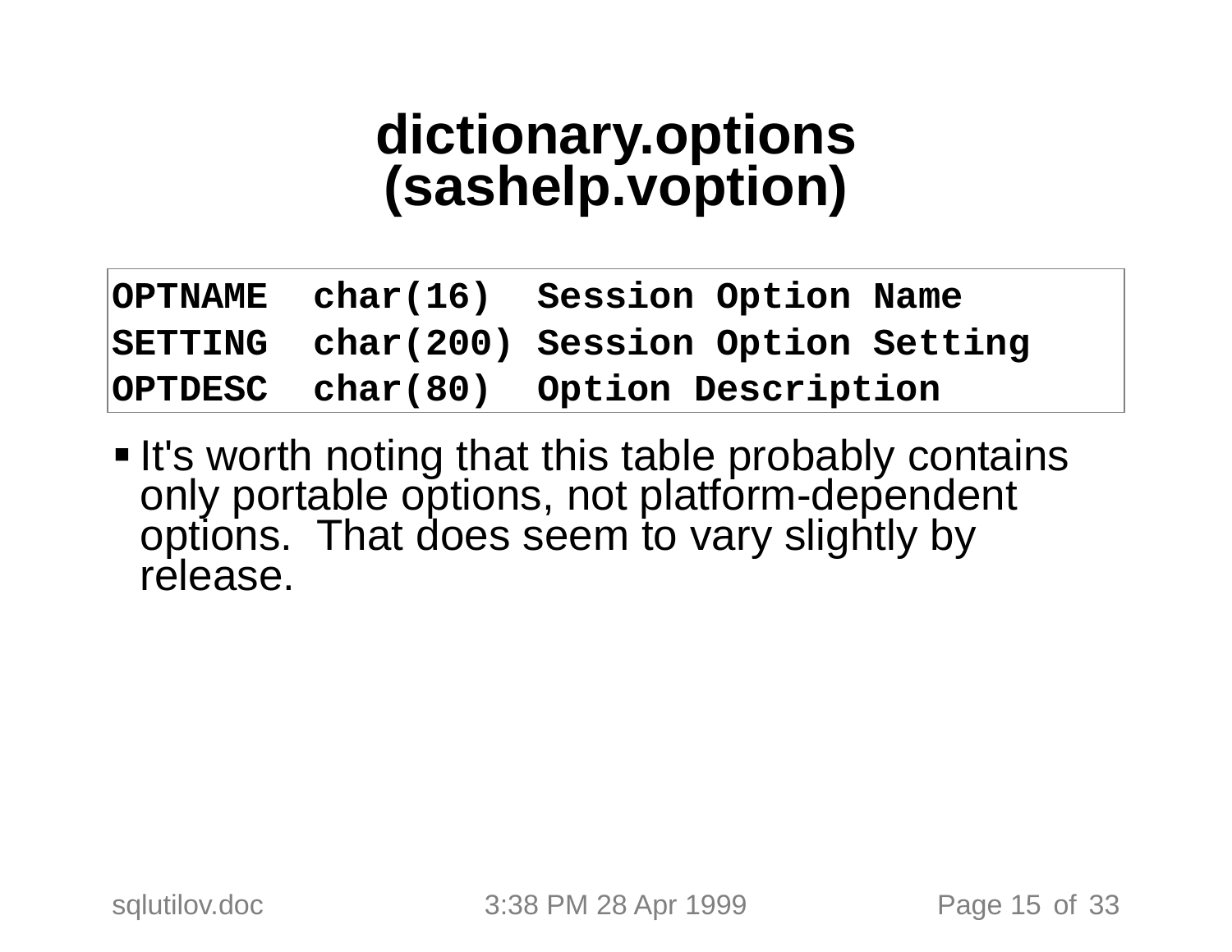# dictionary.options (sashelp.voption)

```
OPTNAME  char(16)  Session Option Name
SETTING  char(200) Session Option Setting
OPTDESC  char(80)  Option Description
```

- It's worth noting that this table probably contains only portable options, not platform-dependent options.  That does seem to vary slightly by release.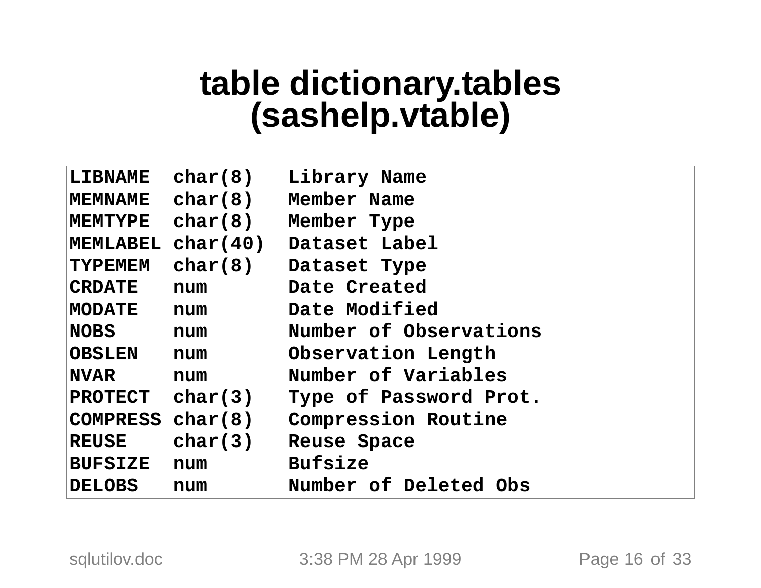# table dictionary.tables (sashelp.vtable)

```
LIBNAME  char(8)   Library Name
MEMNAME  char(8)   Member Name
MEMTYPE  char(8)   Member Type
MEMLABEL char(40)  Dataset Label
TYPEMEM  char(8)   Dataset Type
CRDATE   num       Date Created
MODATE   num       Date Modified
NOBS     num       Number of Observations
OBSLEN   num       Observation Length
NVAR     num       Number of Variables
PROTECT  char(3)   Type of Password Prot.
COMPRESS char(8)   Compression Routine
REUSE    char(3)   Reuse Space
BUFSIZE  num       Bufsize
DELOBS   num       Number of Deleted Obs
```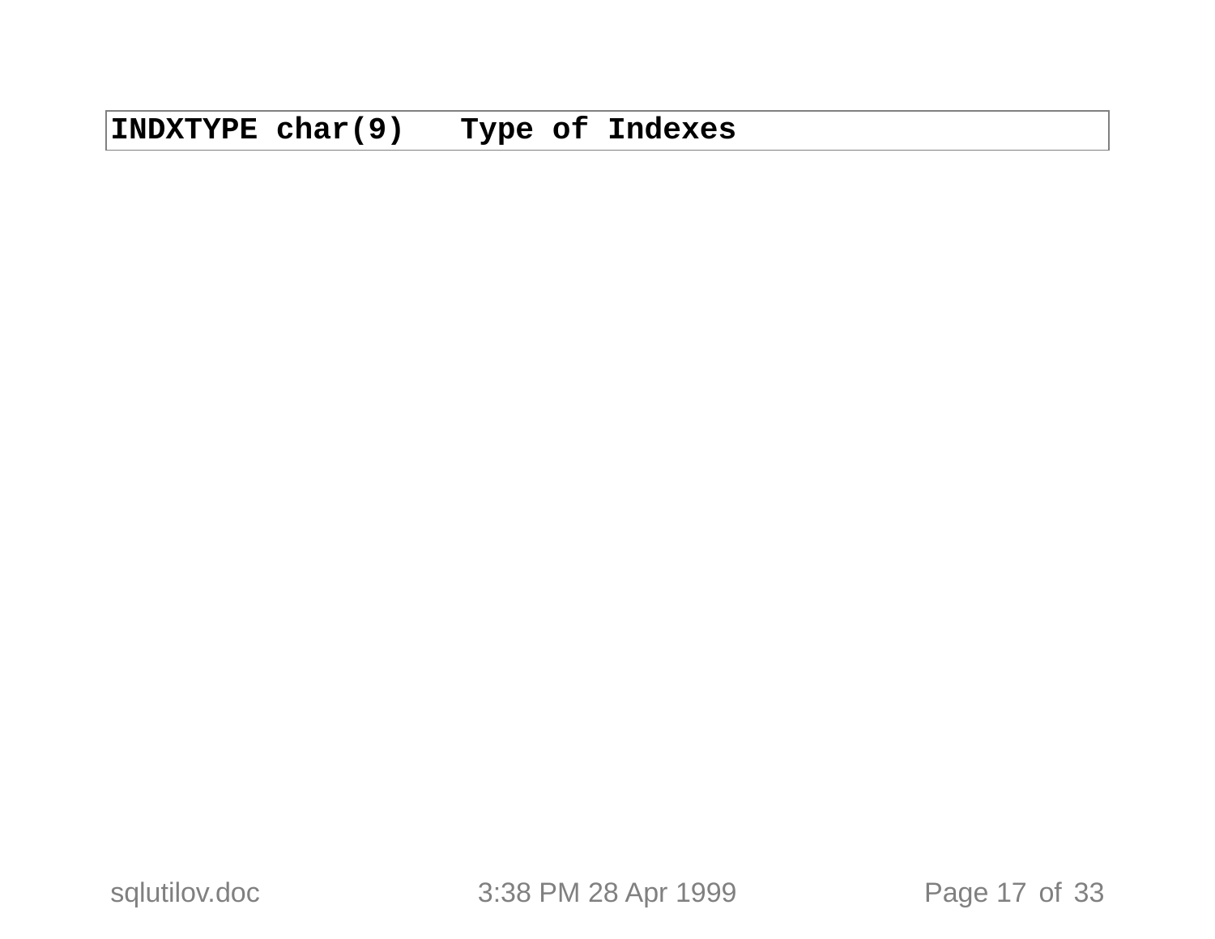```
INDXTYPE char(9)   Type of Indexes
```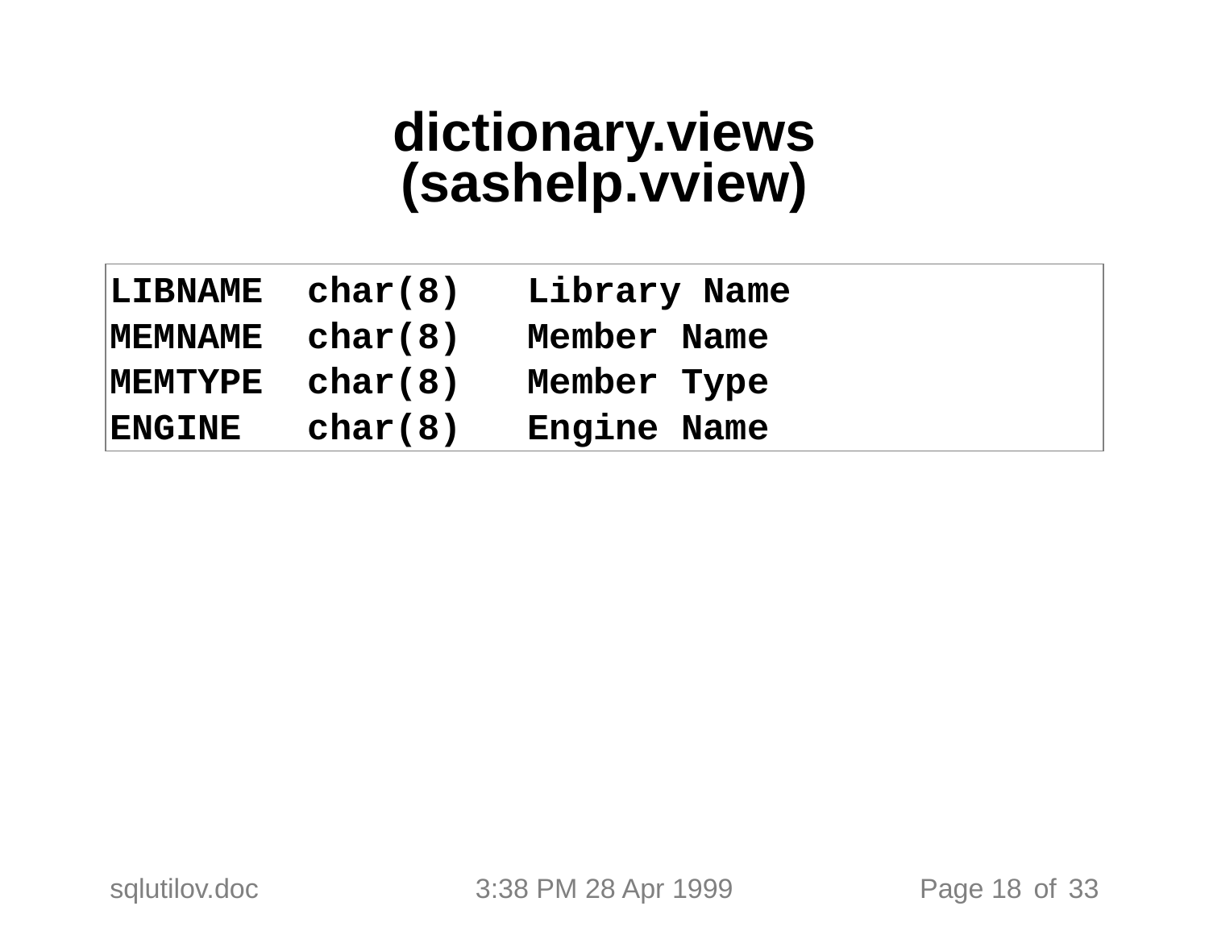# dictionary.views (sashelp.vview)

```
LIBNAME  char(8)   Library Name
MEMNAME  char(8)   Member Name
MEMTYPE  char(8)   Member Type
ENGINE   char(8)   Engine Name
```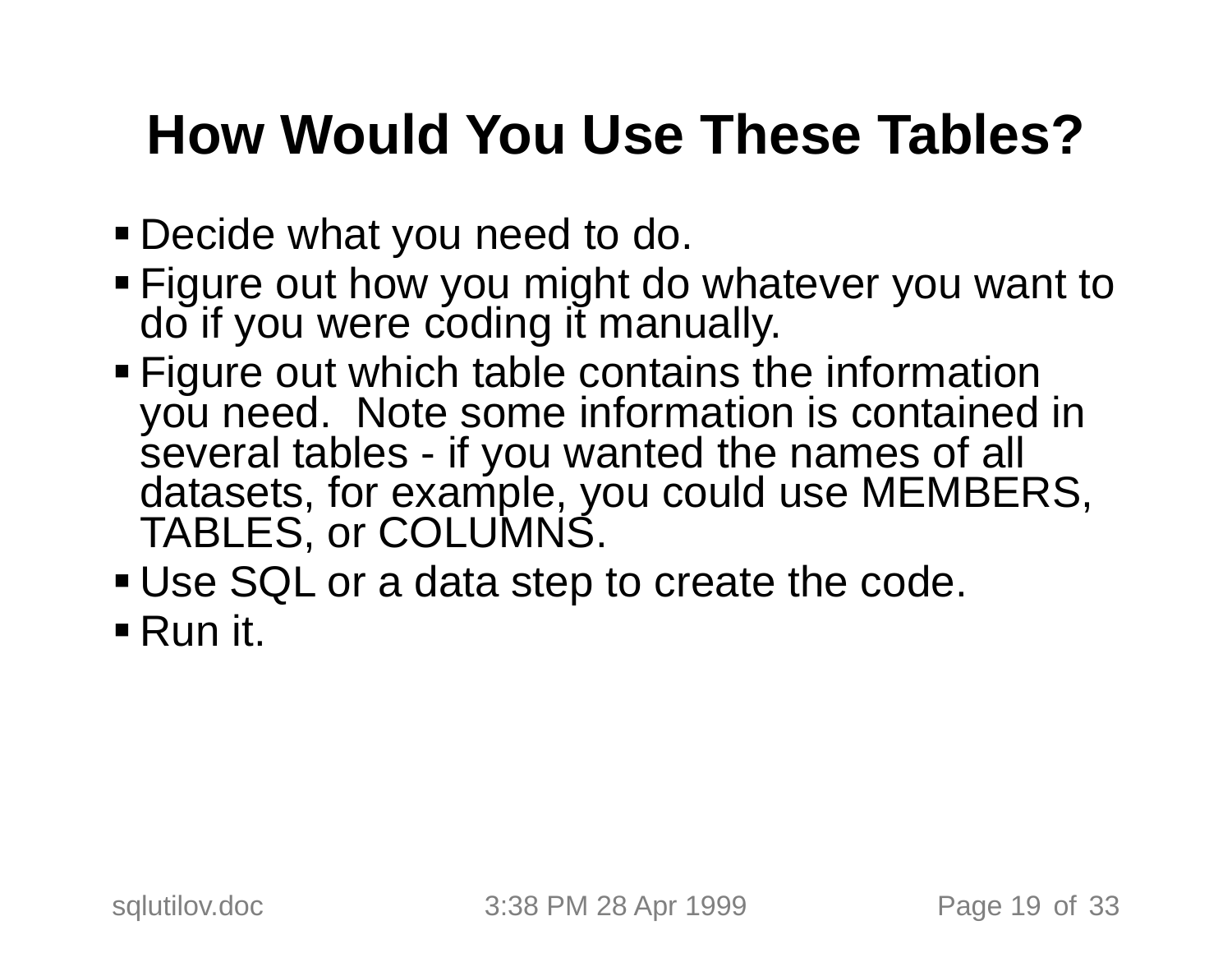# How Would You Use These Tables?

- Decide what you need to do.
- Figure out how you might do whatever you want to do if you were coding it manually.
- Figure out which table contains the information you need.  Note some information is contained in several tables - if you wanted the names of all datasets, for example, you could use MEMBERS, TABLES, or COLUMNS.
- Use SQL or a data step to create the code.
- Run it.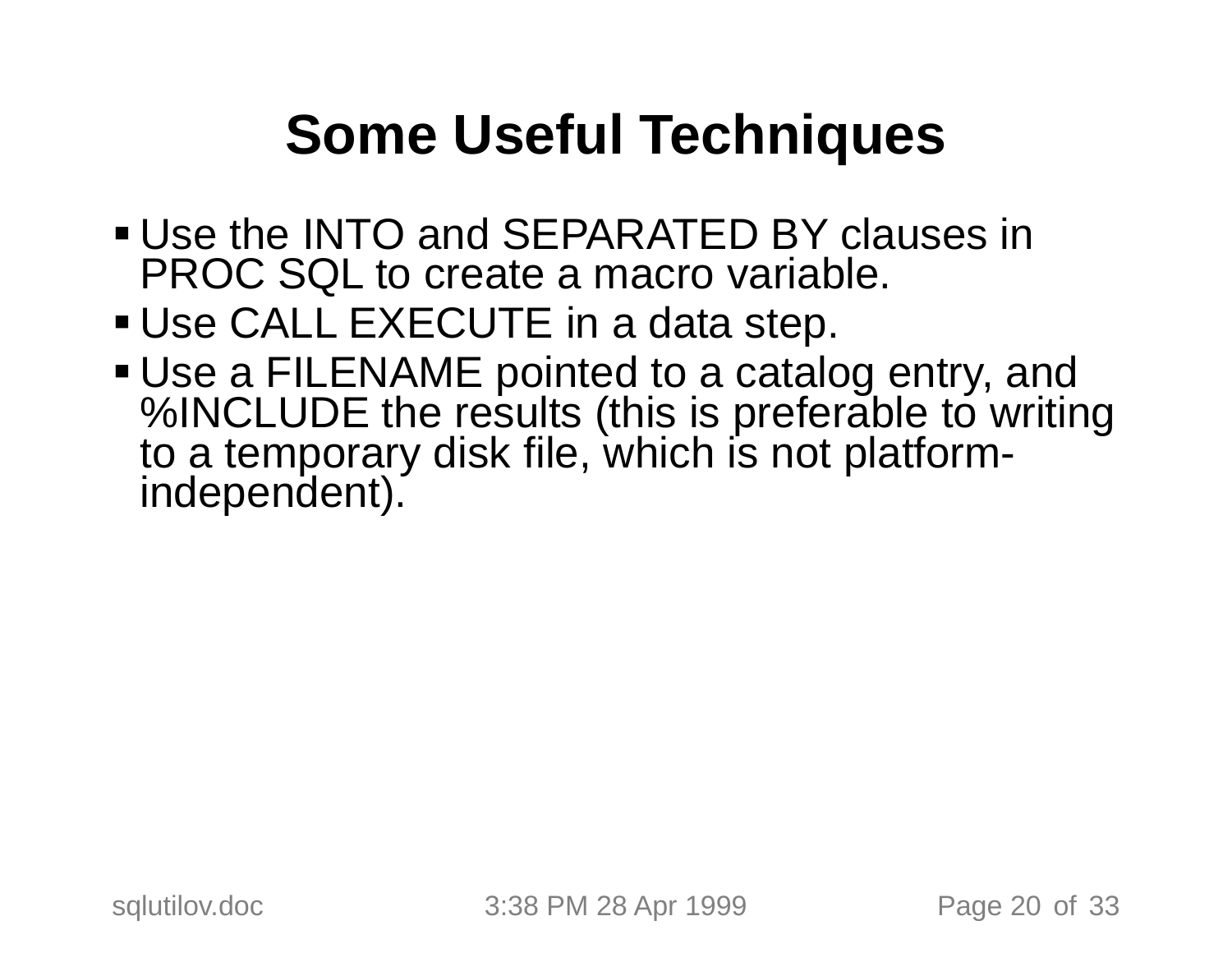# Some Useful Techniques

- Use the INTO and SEPARATED BY clauses in PROC SQL to create a macro variable.
- Use CALL EXECUTE in a data step.
- Use a FILENAME pointed to a catalog entry, and %INCLUDE the results (this is preferable to writing to a temporary disk file, which is not platform-independent).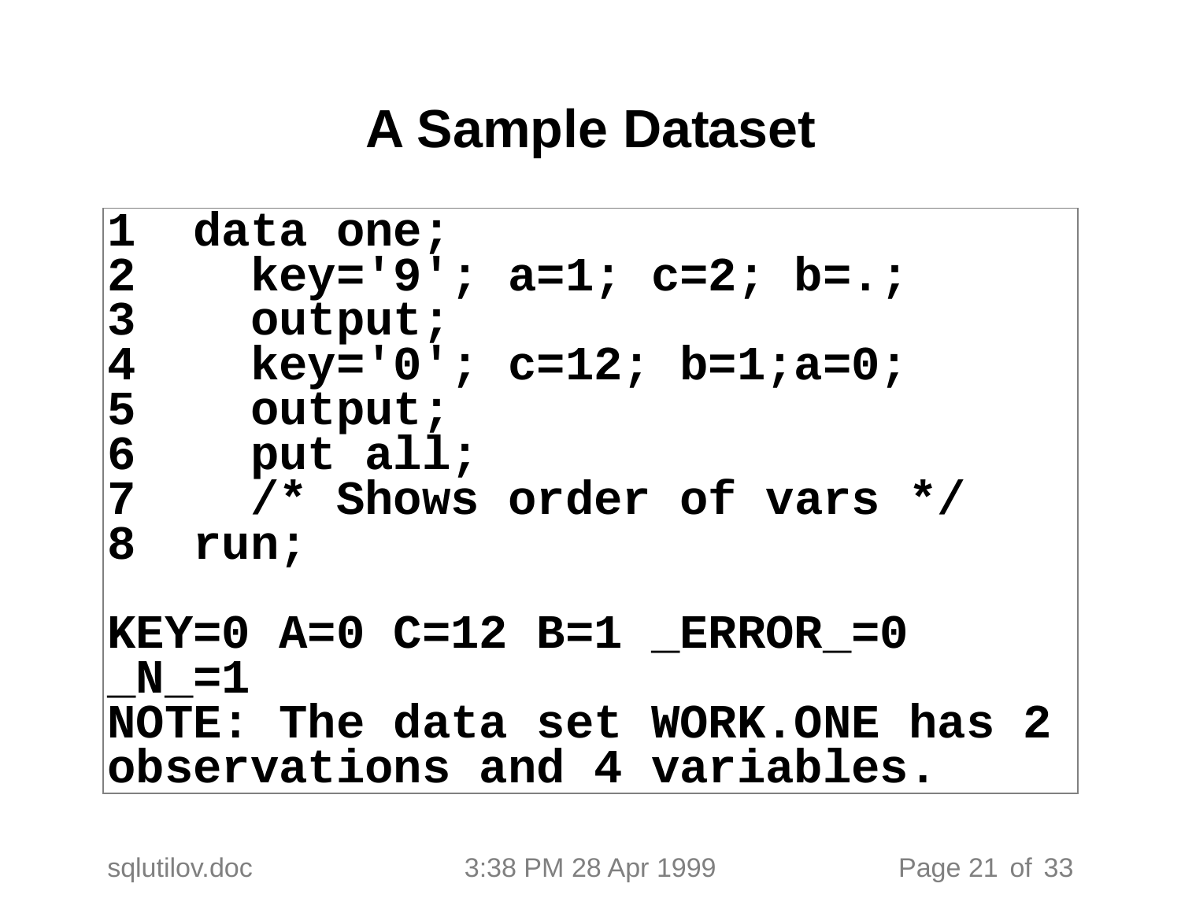# A Sample Dataset

```
1  data one;
2    key='9'; a=1; c=2; b=.;
3    output;
4    key='0'; c=12; b=1;a=0;
5    output;
6    put all;
7    /* Shows order of vars */
8  run;

KEY=0 A=0 C=12 B=1 _ERROR_=0
_N_=1
NOTE: The data set WORK.ONE has 2
observations and 4 variables.
```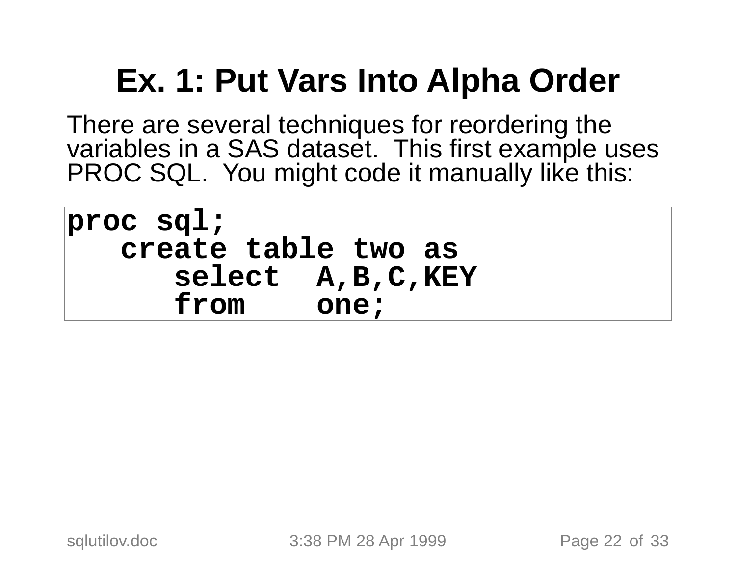# Ex. 1: Put Vars Into Alpha Order

There are several techniques for reordering the variables in a SAS dataset. This first example uses PROC SQL. You might code it manually like this:

```
proc sql;
   create table two as
      select  A,B,C,KEY
      from    one;
```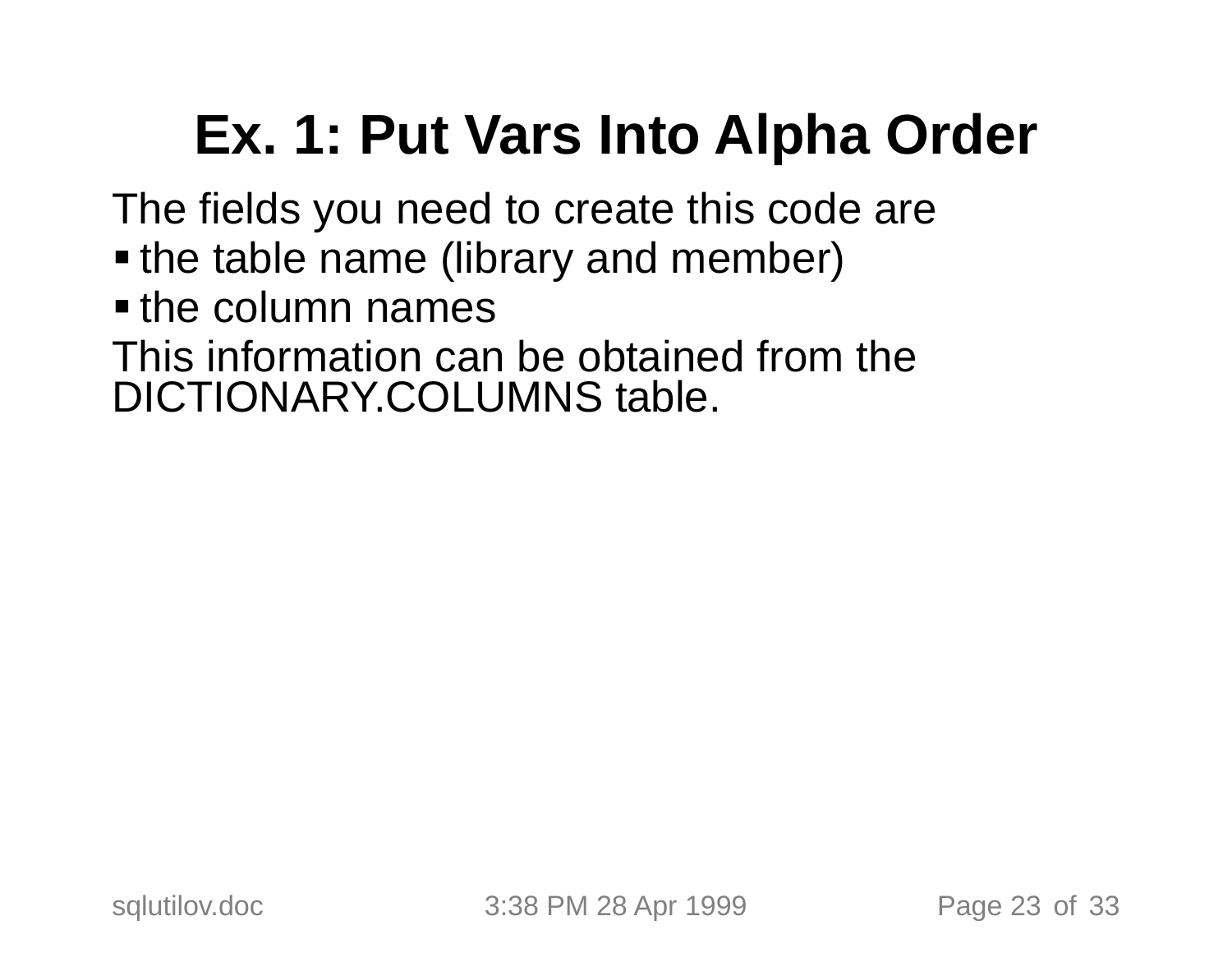# Ex. 1: Put Vars Into Alpha Order

The fields you need to create this code are

- the table name (library and member)
- the column names

This information can be obtained from the DICTIONARY.COLUMNS table.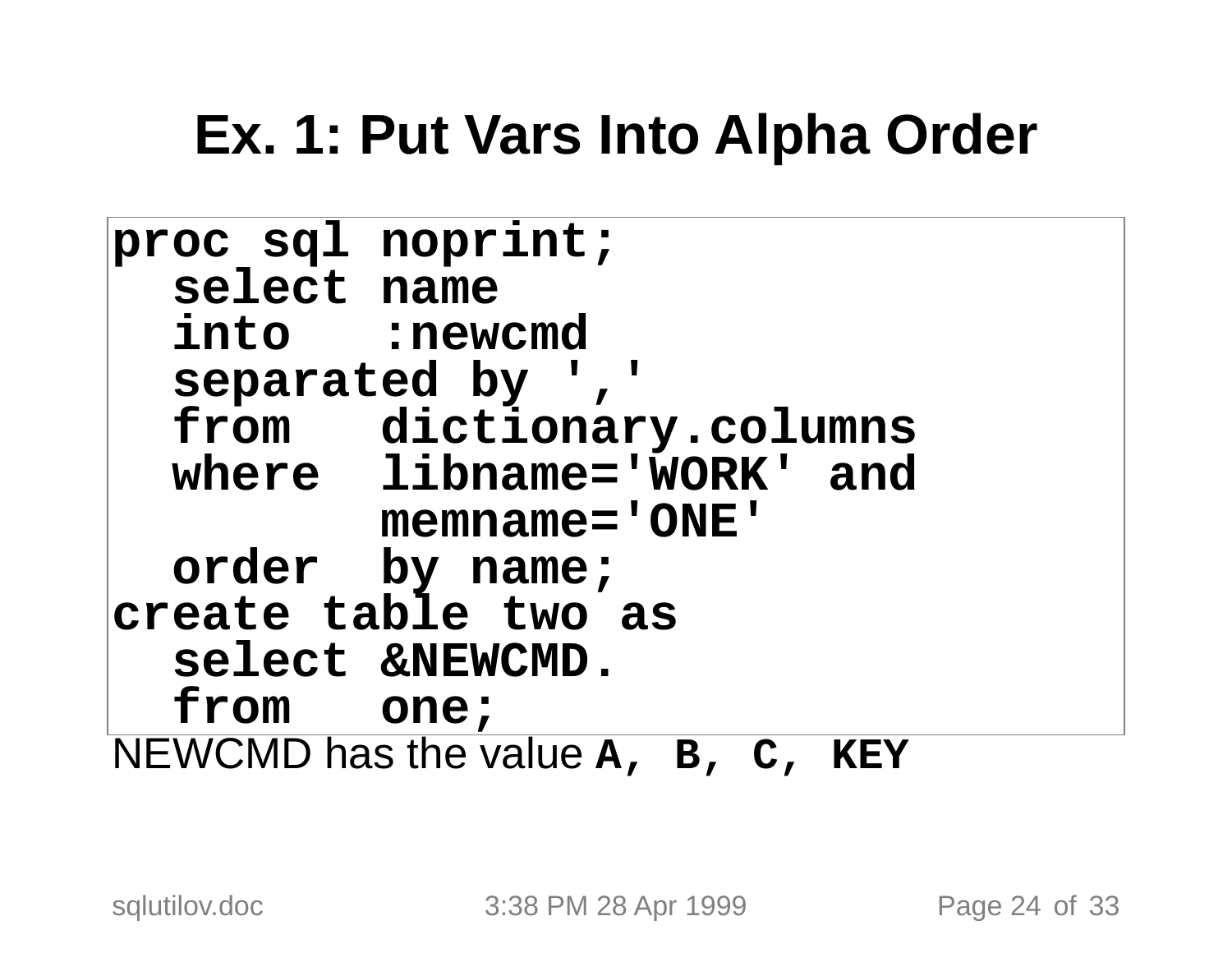# Ex. 1: Put Vars Into Alpha Order

```
proc sql noprint;
  select name
  into   :newcmd
  separated by ','
  from   dictionary.columns
  where  libname='WORK' and
         memname='ONE'
  order  by name;
create table two as
  select &NEWCMD.
  from   one;
```

NEWCMD has the value **A, B, C, KEY**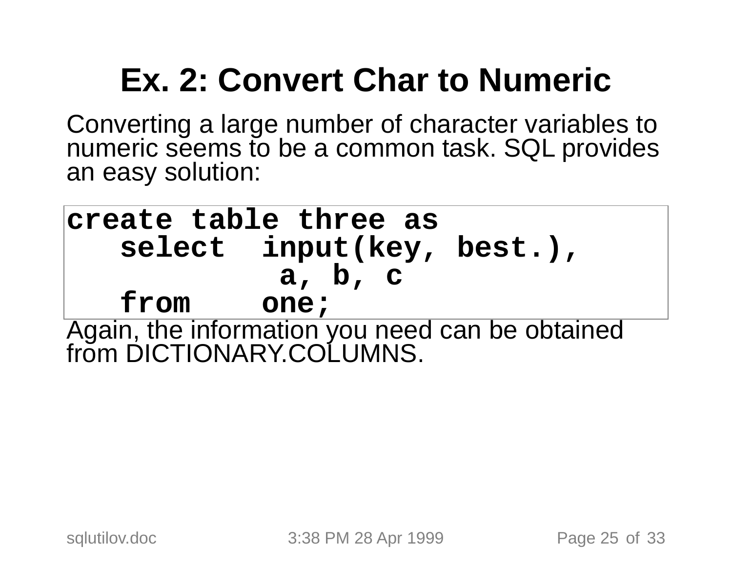# Ex. 2: Convert Char to Numeric

Converting a large number of character variables to numeric seems to be a common task. SQL provides an easy solution:

```
create table three as
   select  input(key, best.),
             a, b, c
   from    one;
```

Again, the information you need can be obtained from DICTIONARY.COLUMNS.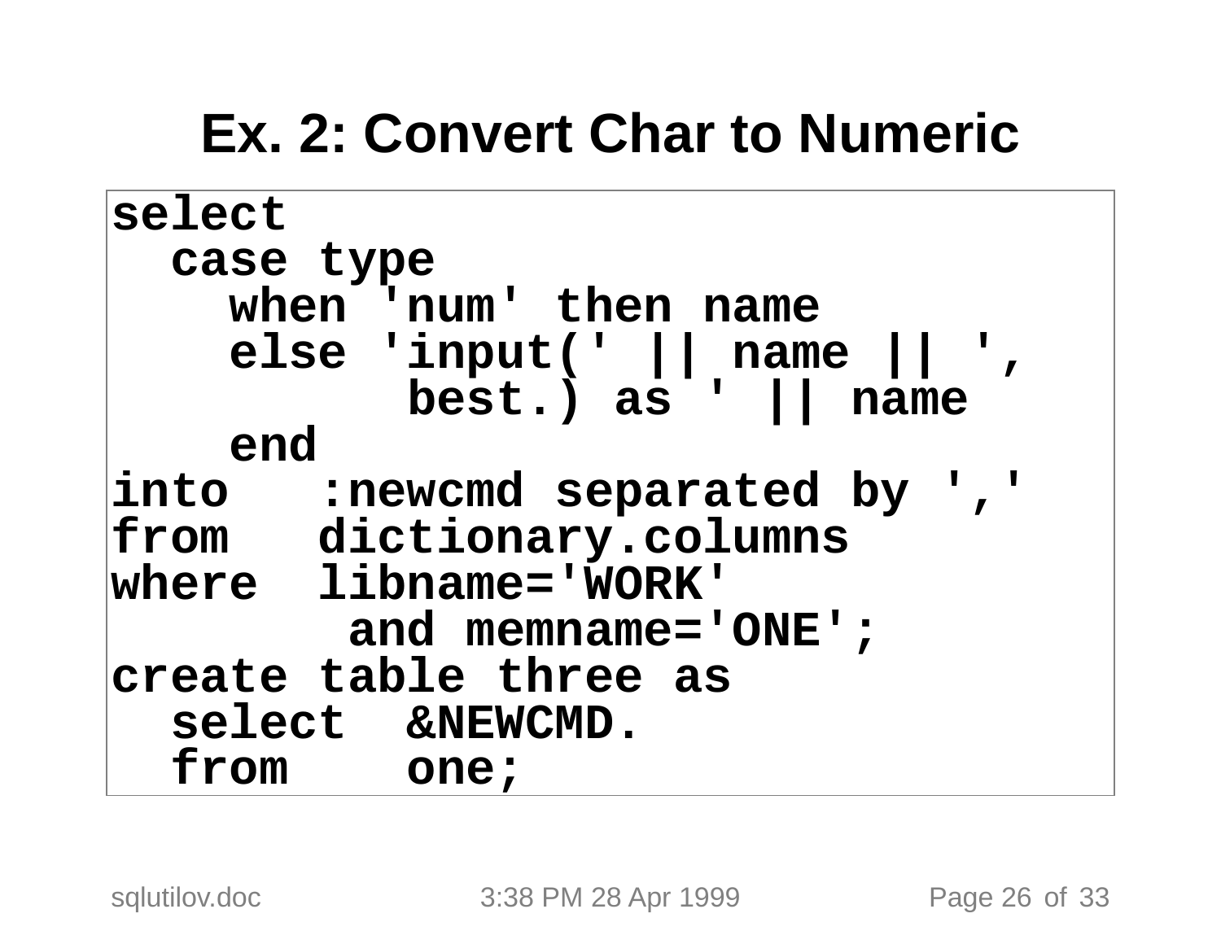# Ex. 2: Convert Char to Numeric

```
select
  case type
    when 'num' then name
    else 'input(' || name || ',
            best.) as ' || name
    end
into   :newcmd separated by ','
from   dictionary.columns
where  libname='WORK'
         and memname='ONE';
create table three as
  select  &NEWCMD.
  from    one;
```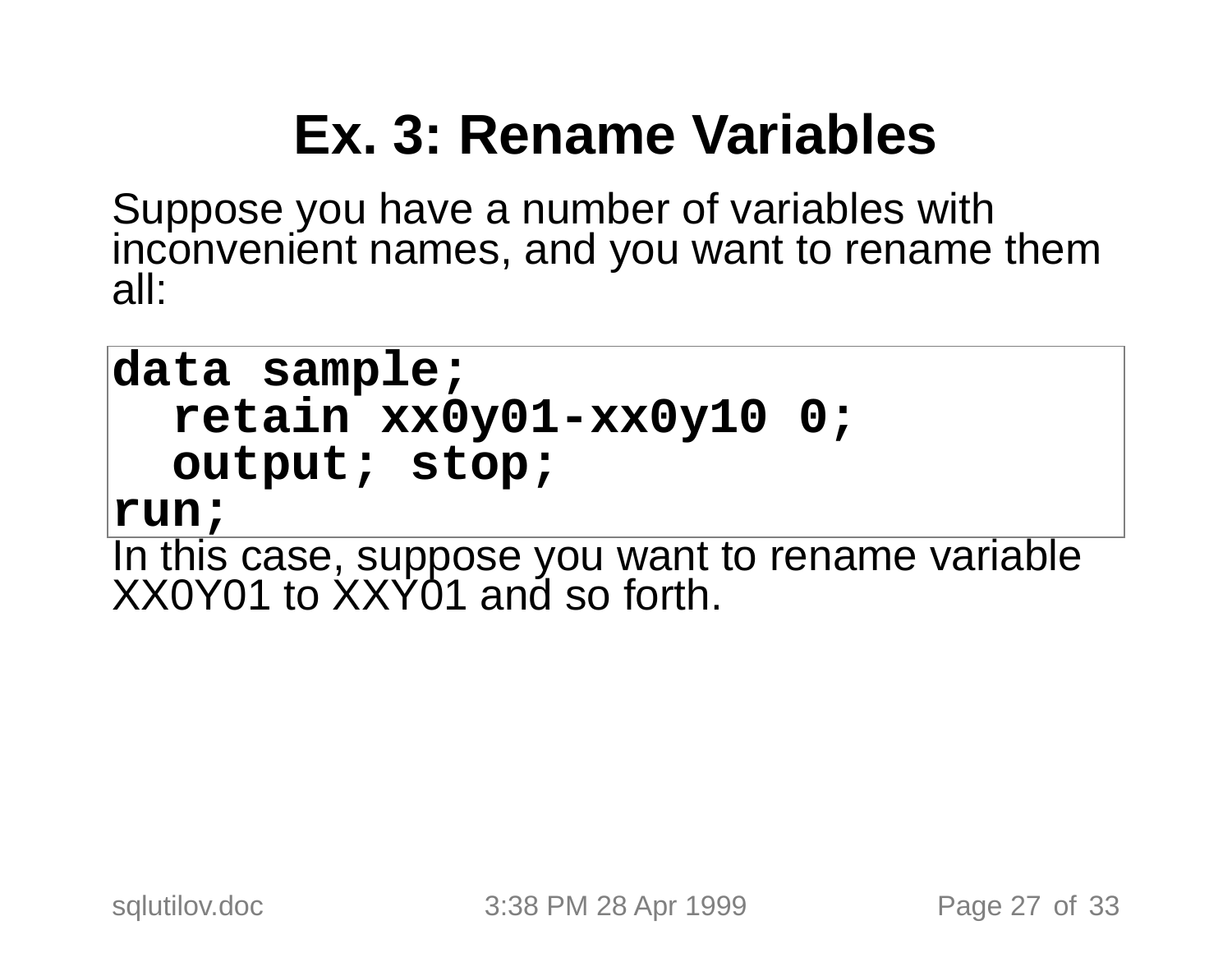# Ex. 3: Rename Variables

Suppose you have a number of variables with inconvenient names, and you want to rename them all:

```
data sample;
  retain xx0y01-xx0y10 0;
  output; stop;
run;
```

In this case, suppose you want to rename variable XX0Y01 to XXY01 and so forth.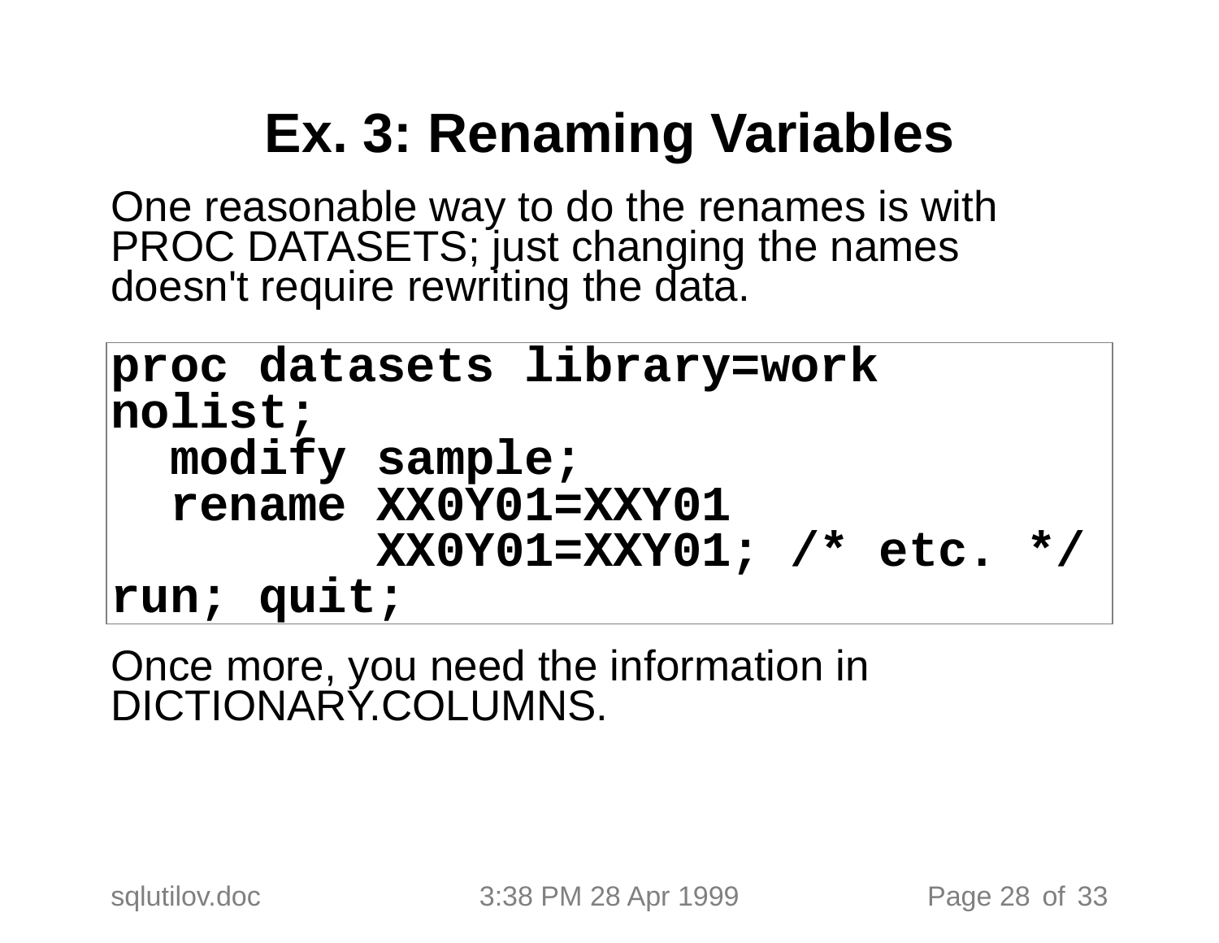# Ex. 3: Renaming Variables

One reasonable way to do the renames is with PROC DATASETS; just changing the names doesn't require rewriting the data.

```
proc datasets library=work
nolist;
  modify sample;
  rename XX0Y01=XXY01
         XX0Y01=XXY01; /* etc. */
run; quit;
```

Once more, you need the information in DICTIONARY.COLUMNS.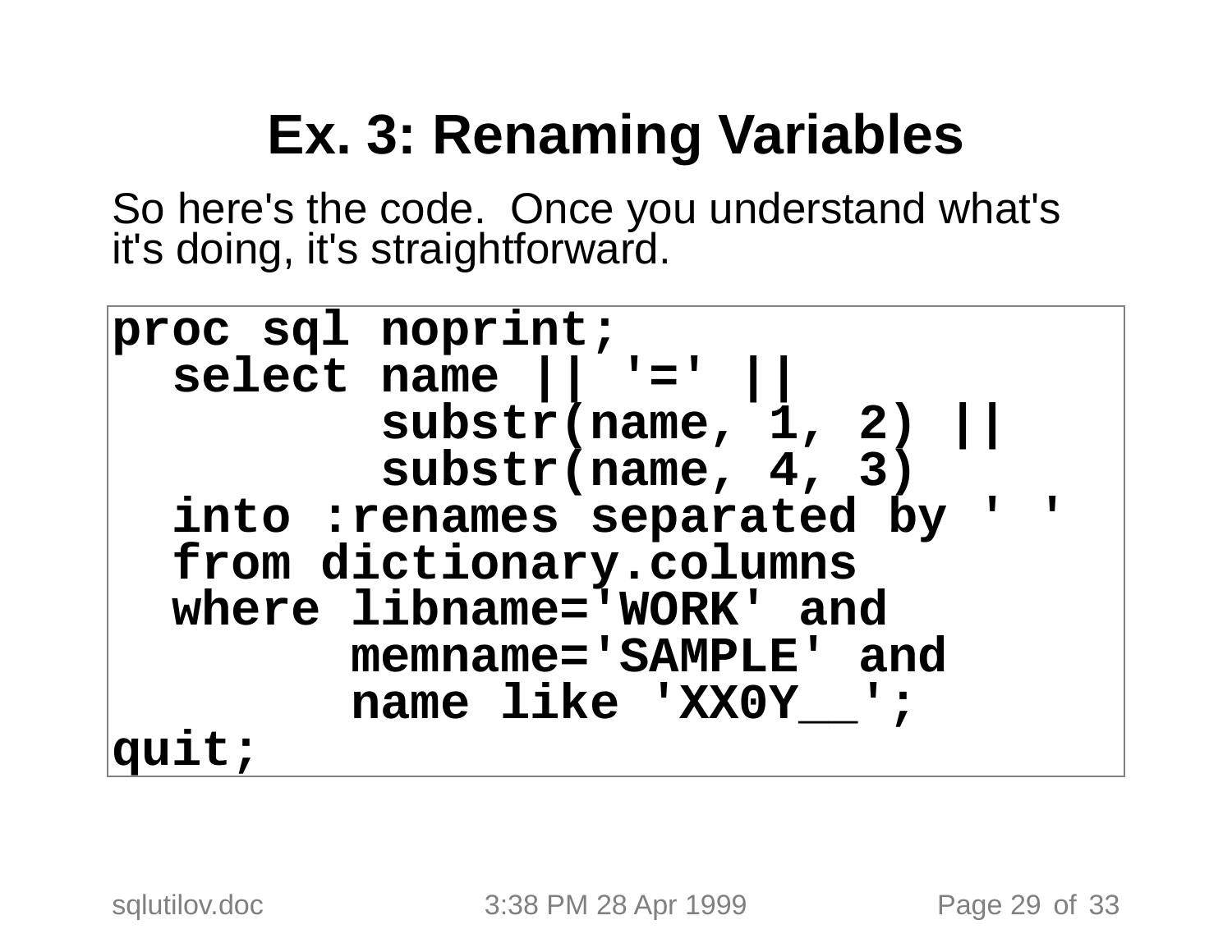# Ex. 3: Renaming Variables

So here's the code. Once you understand what's it's doing, it's straightforward.

```
proc sql noprint;
  select name || '=' ||
         substr(name, 1, 2) ||
         substr(name, 4, 3)
  into :renames separated by ' '
  from dictionary.columns
  where libname='WORK' and
        memname='SAMPLE' and
        name like 'XX0Y__';
quit;
```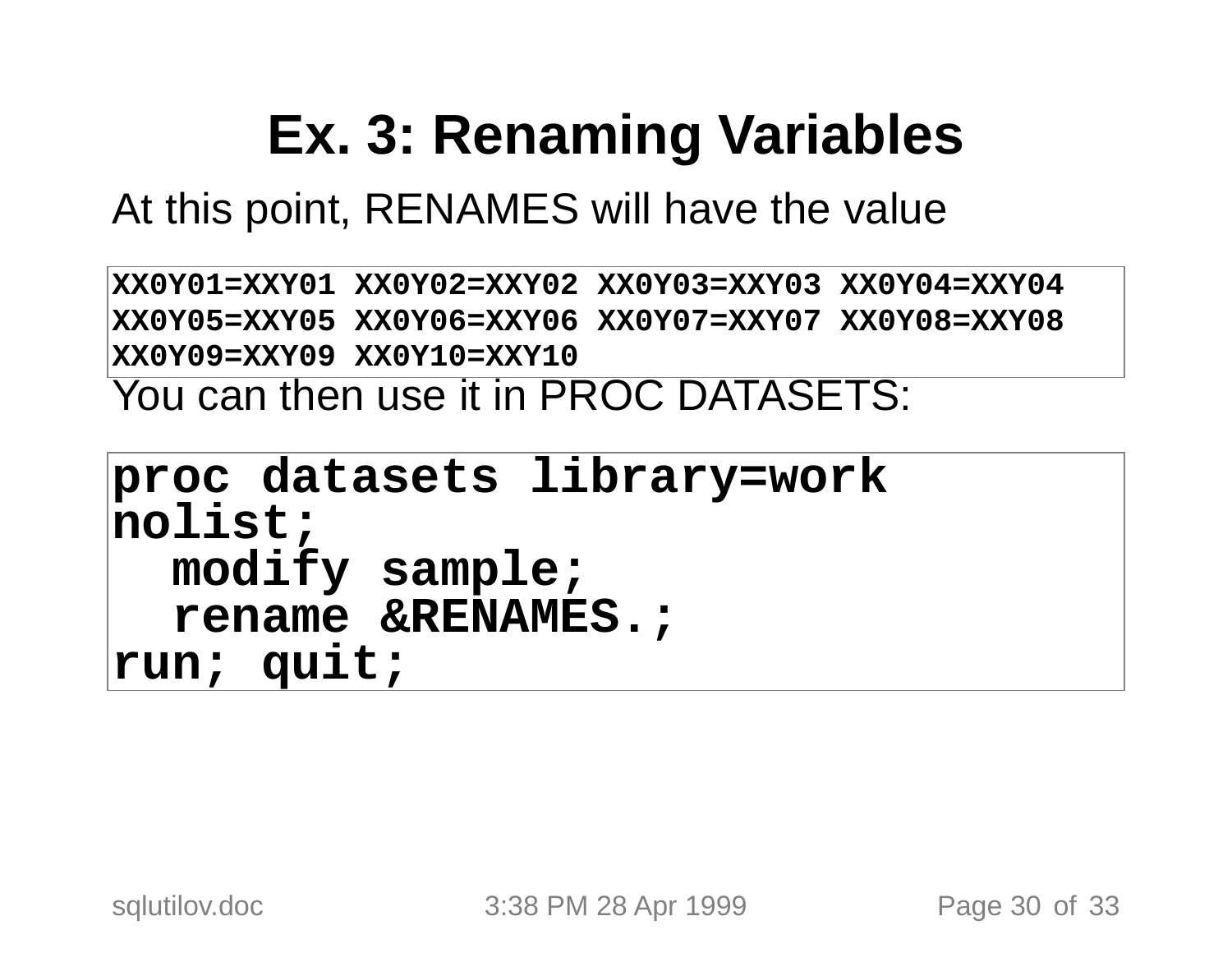# Ex. 3: Renaming Variables

At this point, RENAMES will have the value

```
XX0Y01=XXY01 XX0Y02=XXY02 XX0Y03=XXY03 XX0Y04=XXY04
XX0Y05=XXY05 XX0Y06=XXY06 XX0Y07=XXY07 XX0Y08=XXY08
XX0Y09=XXY09 XX0Y10=XXY10
```

You can then use it in PROC DATASETS:

```
proc datasets library=work
nolist;
  modify sample;
  rename &RENAMES.;
run; quit;
```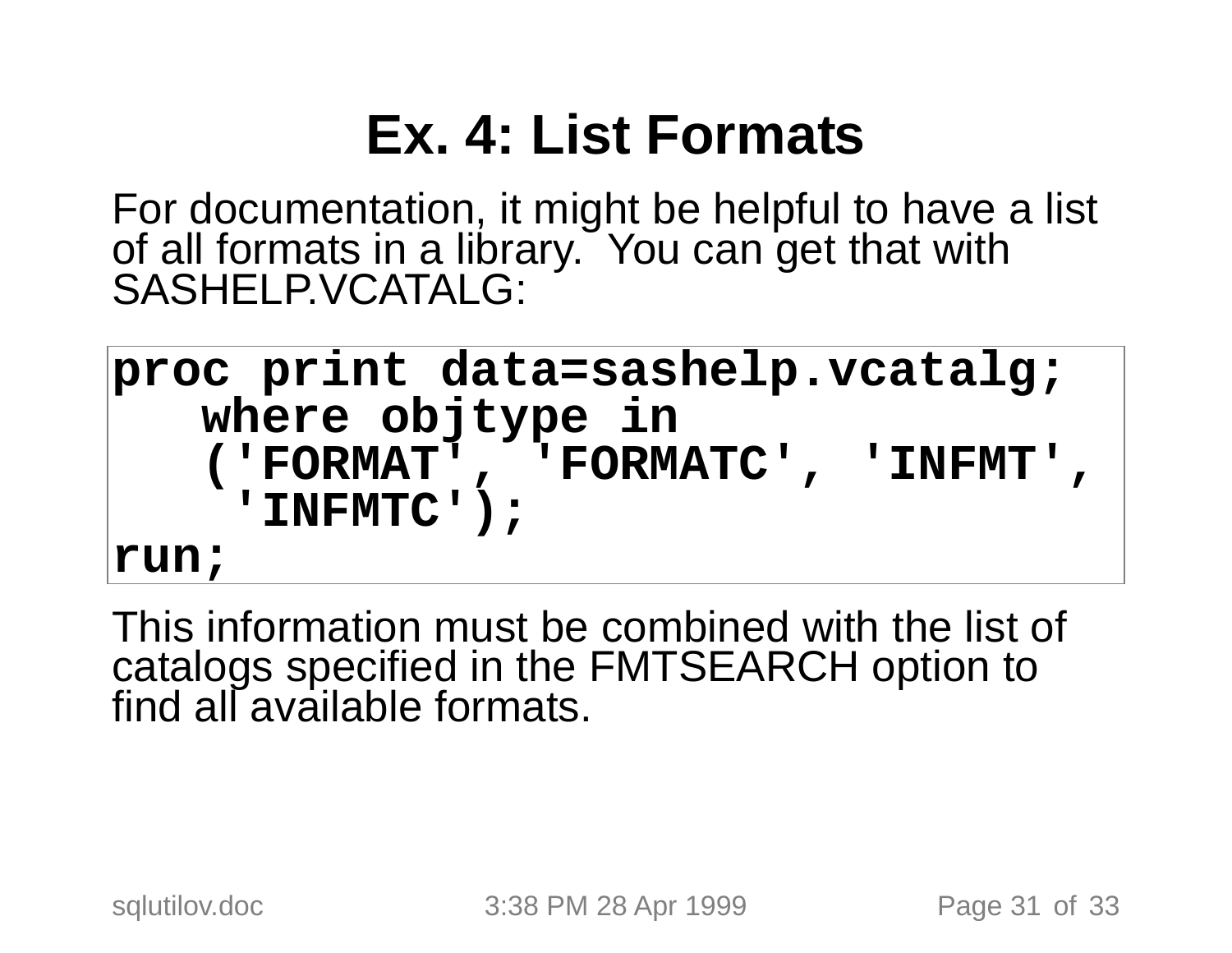# Ex. 4: List Formats

For documentation, it might be helpful to have a list of all formats in a library. You can get that with SASHELP.VCATALG:

```
proc print data=sashelp.vcatalg;
   where objtype in
   ('FORMAT', 'FORMATC', 'INFMT',
    'INFMTC');
run;
```

This information must be combined with the list of catalogs specified in the FMTSEARCH option to find all available formats.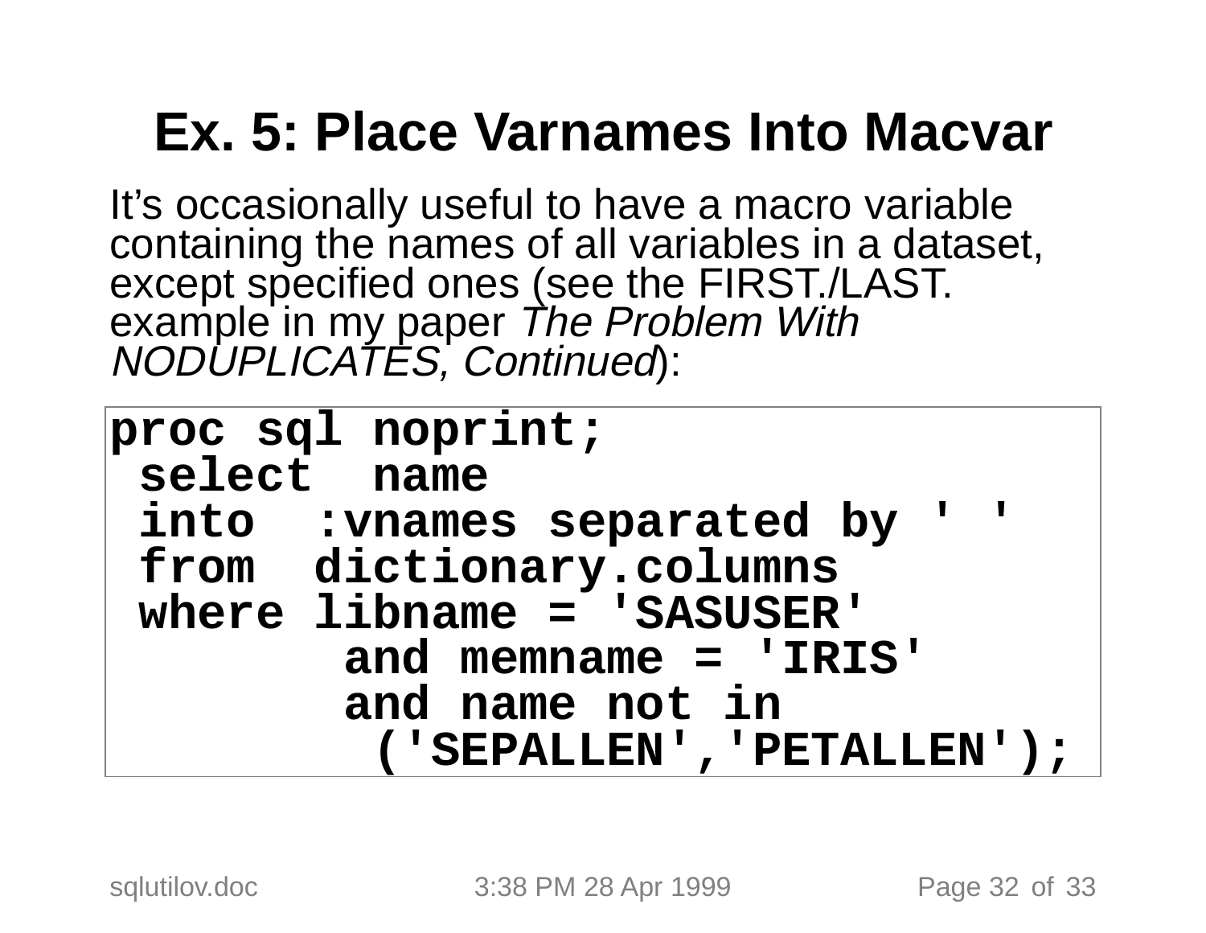# Ex. 5: Place Varnames Into Macvar

It's occasionally useful to have a macro variable containing the names of all variables in a dataset, except specified ones (see the FIRST./LAST. example in my paper *The Problem With NODUPLICATES, Continued*):

```
proc sql noprint;
 select  name
 into  :vnames separated by ' '
 from  dictionary.columns
 where libname = 'SASUSER'
        and memname = 'IRIS'
        and name not in
          ('SEPALLEN','PETALLEN');
```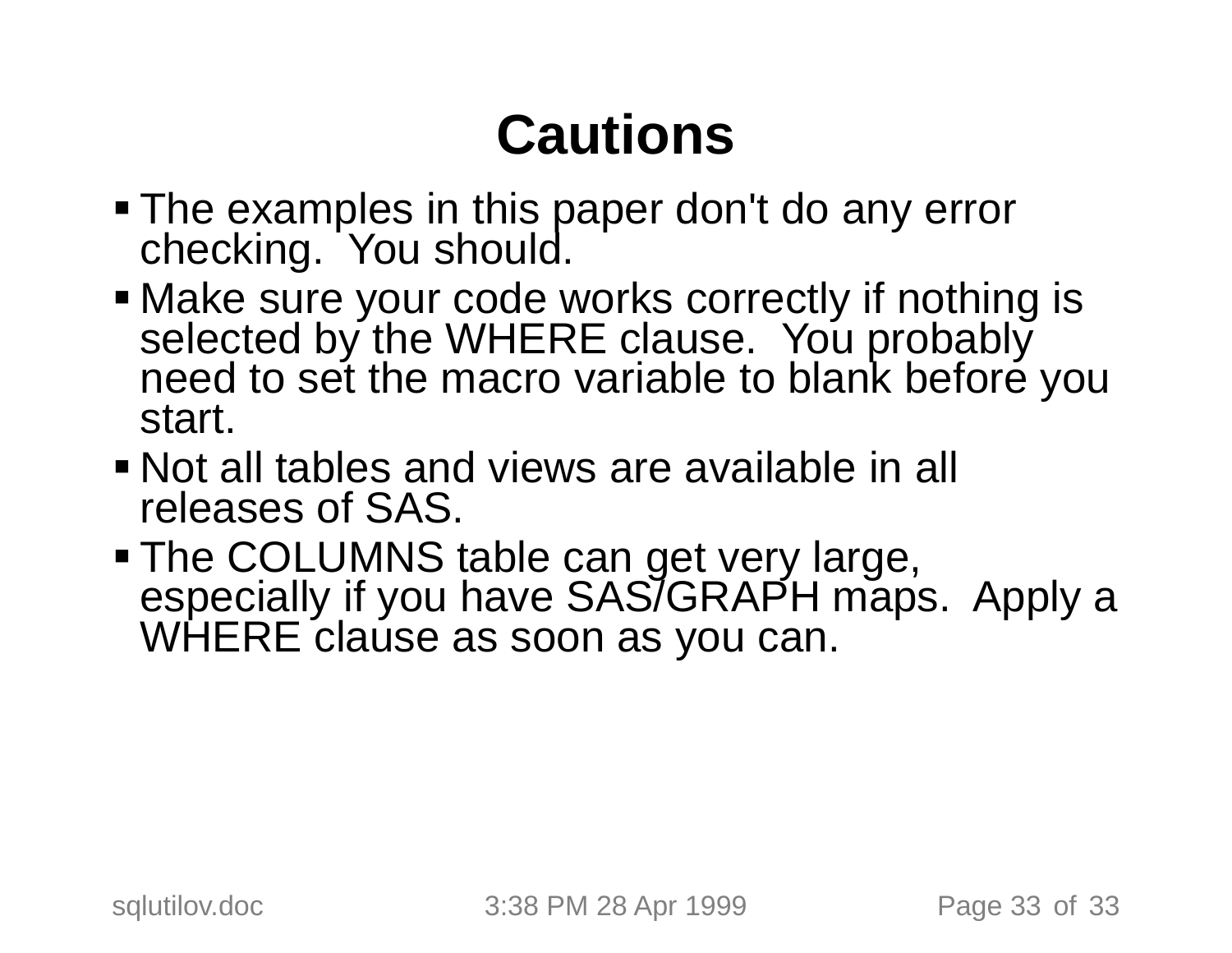# Cautions

- The examples in this paper don't do any error checking. You should.
- Make sure your code works correctly if nothing is selected by the WHERE clause. You probably need to set the macro variable to blank before you start.
- Not all tables and views are available in all releases of SAS.
- The COLUMNS table can get very large, especially if you have SAS/GRAPH maps. Apply a WHERE clause as soon as you can.